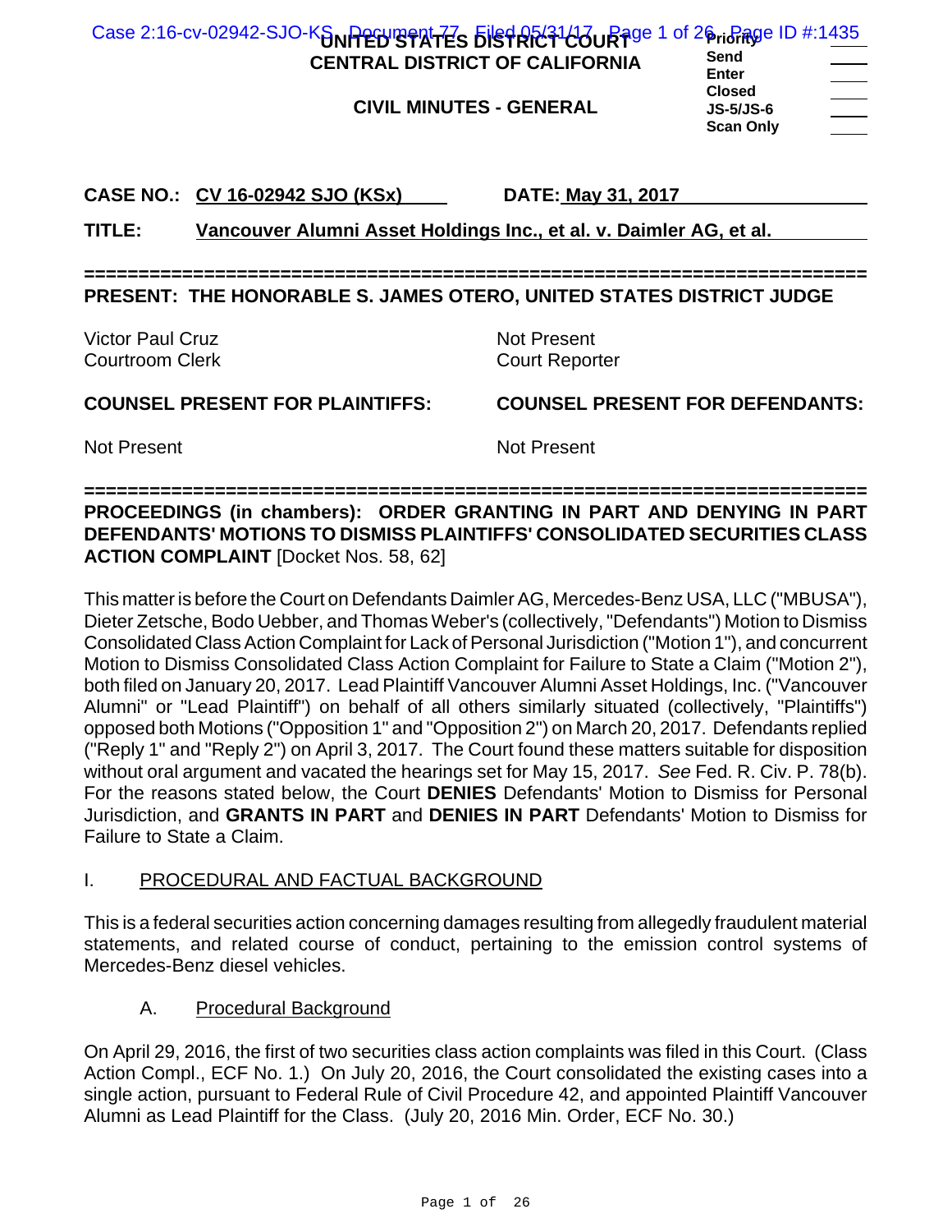# UNITED STATES DISTRICT COURT
# CENTRAL DISTRICT OF CALIFORNIA

## CIVIL MINUTES - GENERAL

| Priority | |
|---|---|
| Send | |
| Enter | |
| Closed | |
| JS-5/JS-6 | |
| Scan Only | |

**CASE NO.:** CV 16-02942 SJO (KSx) **DATE:** May 31, 2017

**TITLE:** Vancouver Alumni Asset Holdings Inc., et al. v. Daimler AG, et al.

==========================================================================

**PRESENT: THE HONORABLE S. JAMES OTERO, UNITED STATES DISTRICT JUDGE**

| | |
|---|---|
| Victor Paul Cruz<br>Courtroom Clerk | Not Present<br>Court Reporter |

| COUNSEL PRESENT FOR PLAINTIFFS: | COUNSEL PRESENT FOR DEFENDANTS: |
|---|---|
| Not Present | Not Present |

==========================================================================

**PROCEEDINGS (in chambers): ORDER GRANTING IN PART AND DENYING IN PART DEFENDANTS' MOTIONS TO DISMISS PLAINTIFFS' CONSOLIDATED SECURITIES CLASS ACTION COMPLAINT** [Docket Nos. 58, 62]

This matter is before the Court on Defendants Daimler AG, Mercedes-Benz USA, LLC ("MBUSA"), Dieter Zetsche, Bodo Uebber, and Thomas Weber's (collectively, "Defendants") Motion to Dismiss Consolidated Class Action Complaint for Lack of Personal Jurisdiction ("Motion 1"), and concurrent Motion to Dismiss Consolidated Class Action Complaint for Failure to State a Claim ("Motion 2"), both filed on January 20, 2017. Lead Plaintiff Vancouver Alumni Asset Holdings, Inc. ("Vancouver Alumni" or "Lead Plaintiff") on behalf of all others similarly situated (collectively, "Plaintiffs") opposed both Motions ("Opposition 1" and "Opposition 2") on March 20, 2017. Defendants replied ("Reply 1" and "Reply 2") on April 3, 2017. The Court found these matters suitable for disposition without oral argument and vacated the hearings set for May 15, 2017. *See* Fed. R. Civ. P. 78(b). For the reasons stated below, the Court **DENIES** Defendants' Motion to Dismiss for Personal Jurisdiction, and **GRANTS IN PART** and **DENIES IN PART** Defendants' Motion to Dismiss for Failure to State a Claim.

## I. PROCEDURAL AND FACTUAL BACKGROUND

This is a federal securities action concerning damages resulting from allegedly fraudulent material statements, and related course of conduct, pertaining to the emission control systems of Mercedes-Benz diesel vehicles.

### A. Procedural Background

On April 29, 2016, the first of two securities class action complaints was filed in this Court. (Class Action Compl., ECF No. 1.) On July 20, 2016, the Court consolidated the existing cases into a single action, pursuant to Federal Rule of Civil Procedure 42, and appointed Plaintiff Vancouver Alumni as Lead Plaintiff for the Class. (July 20, 2016 Min. Order, ECF No. 30.)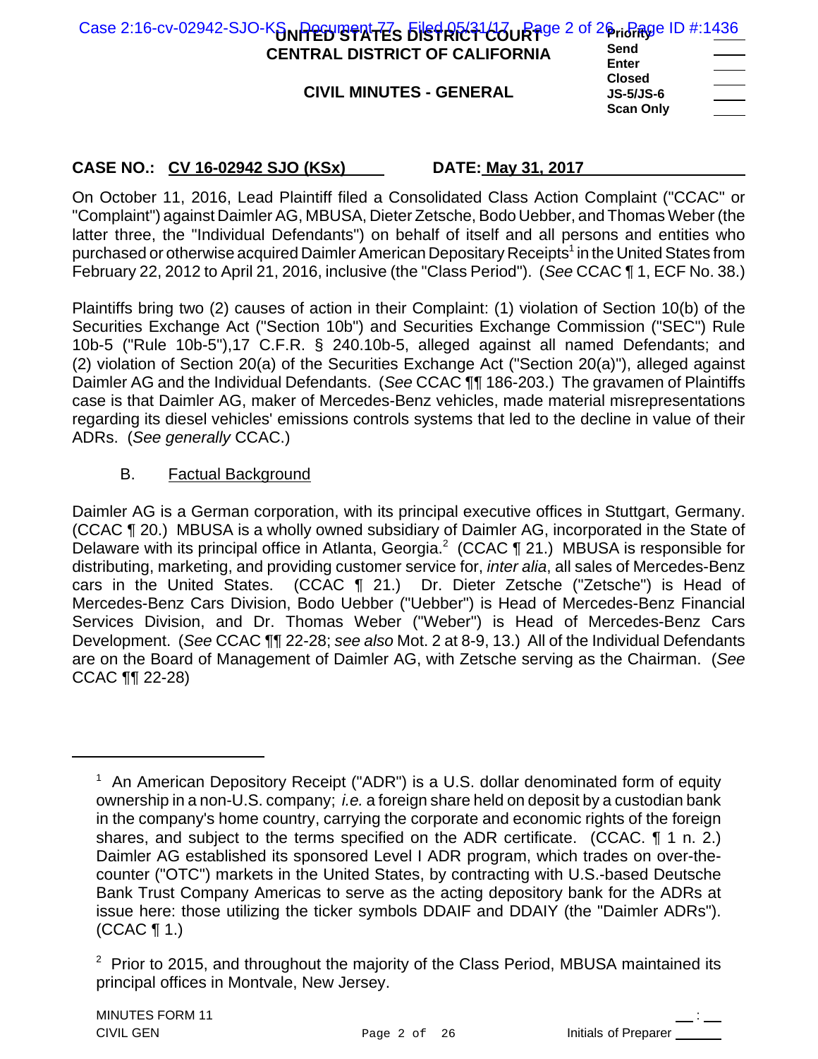**CASE NO.: CV 16-02942 SJO (KSx)** **DATE: May 31, 2017**

On October 11, 2016, Lead Plaintiff filed a Consolidated Class Action Complaint ("CCAC" or "Complaint") against Daimler AG, MBUSA, Dieter Zetsche, Bodo Uebber, and Thomas Weber (the latter three, the "Individual Defendants") on behalf of itself and all persons and entities who purchased or otherwise acquired Daimler American Depositary Receipts[1] in the United States from February 22, 2012 to April 21, 2016, inclusive (the "Class Period"). (*See* CCAC ¶ 1, ECF No. 38.)

Plaintiffs bring two (2) causes of action in their Complaint: (1) violation of Section 10(b) of the Securities Exchange Act ("Section 10b") and Securities Exchange Commission ("SEC") Rule 10b-5 ("Rule 10b-5"),17 C.F.R. § 240.10b-5, alleged against all named Defendants; and (2) violation of Section 20(a) of the Securities Exchange Act ("Section 20(a)"), alleged against Daimler AG and the Individual Defendants. (*See* CCAC ¶¶ 186-203.) The gravamen of Plaintiffs case is that Daimler AG, maker of Mercedes-Benz vehicles, made material misrepresentations regarding its diesel vehicles' emissions controls systems that led to the decline in value of their ADRs. (*See generally* CCAC.)

## B. Factual Background

Daimler AG is a German corporation, with its principal executive offices in Stuttgart, Germany. (CCAC ¶ 20.) MBUSA is a wholly owned subsidiary of Daimler AG, incorporated in the State of Delaware with its principal office in Atlanta, Georgia.[2] (CCAC ¶ 21.) MBUSA is responsible for distributing, marketing, and providing customer service for, *inter alia*, all sales of Mercedes-Benz cars in the United States. (CCAC ¶ 21.) Dr. Dieter Zetsche ("Zetsche") is Head of Mercedes-Benz Cars Division, Bodo Uebber ("Uebber") is Head of Mercedes-Benz Financial Services Division, and Dr. Thomas Weber ("Weber") is Head of Mercedes-Benz Cars Development. (*See* CCAC ¶¶ 22-28; *see also* Mot. 2 at 8-9, 13.) All of the Individual Defendants are on the Board of Management of Daimler AG, with Zetsche serving as the Chairman. (*See* CCAC ¶¶ 22-28)

---

[1] An American Depository Receipt ("ADR") is a U.S. dollar denominated form of equity ownership in a non-U.S. company; *i.e.* a foreign share held on deposit by a custodian bank in the company's home country, carrying the corporate and economic rights of the foreign shares, and subject to the terms specified on the ADR certificate. (CCAC. ¶ 1 n. 2.) Daimler AG established its sponsored Level I ADR program, which trades on over-the-counter ("OTC") markets in the United States, by contracting with U.S.-based Deutsche Bank Trust Company Americas to serve as the acting depository bank for the ADRs at issue here: those utilizing the ticker symbols DDAIF and DDAIY (the "Daimler ADRs"). (CCAC ¶ 1.)

[2] Prior to 2015, and throughout the majority of the Class Period, MBUSA maintained its principal offices in Montvale, New Jersey.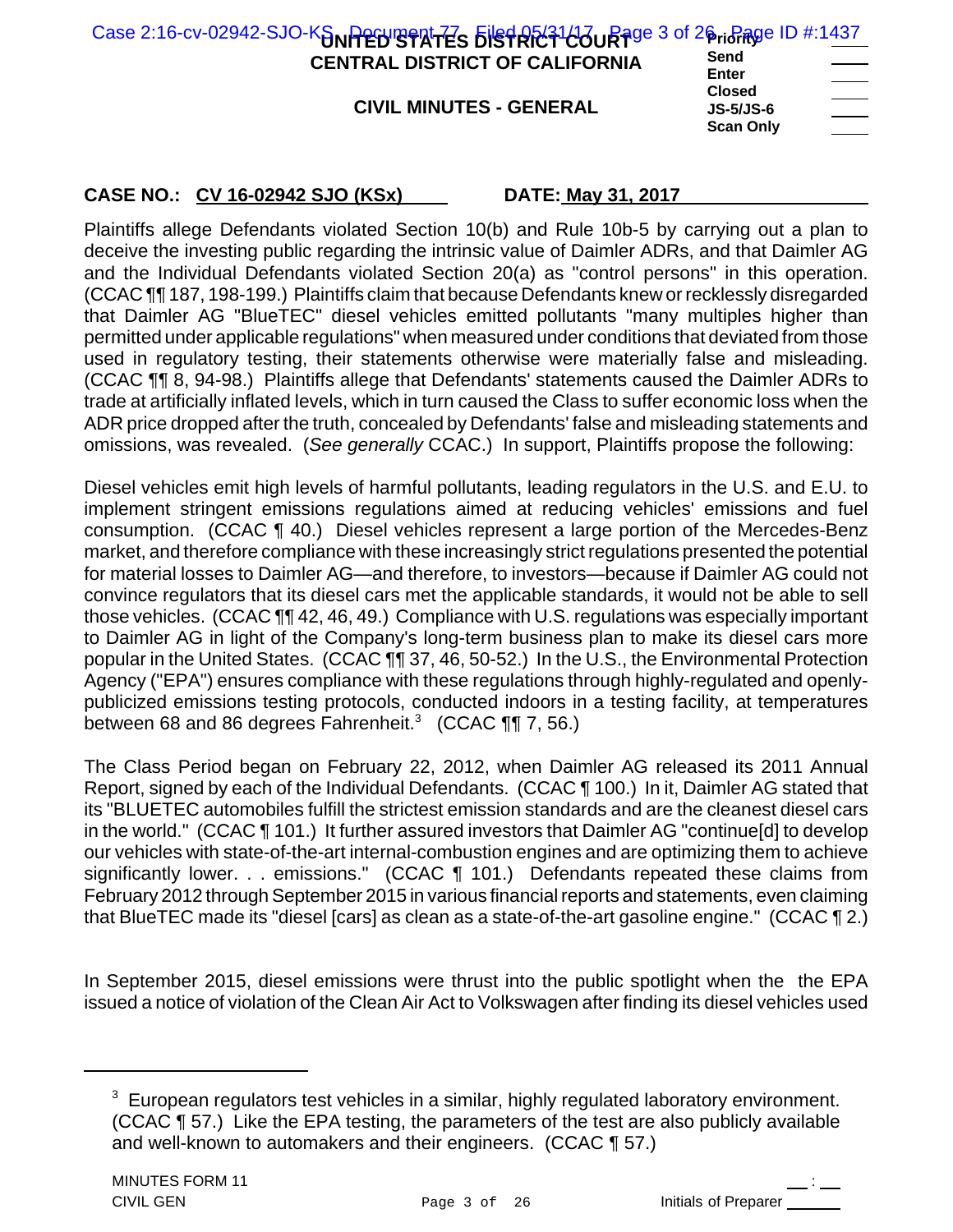Plaintiffs allege Defendants violated Section 10(b) and Rule 10b-5 by carrying out a plan to deceive the investing public regarding the intrinsic value of Daimler ADRs, and that Daimler AG and the Individual Defendants violated Section 20(a) as "control persons" in this operation. (CCAC ¶¶ 187, 198-199.) Plaintiffs claim that because Defendants knew or recklessly disregarded that Daimler AG "BlueTEC" diesel vehicles emitted pollutants "many multiples higher than permitted under applicable regulations" when measured under conditions that deviated from those used in regulatory testing, their statements otherwise were materially false and misleading. (CCAC ¶¶ 8, 94-98.) Plaintiffs allege that Defendants' statements caused the Daimler ADRs to trade at artificially inflated levels, which in turn caused the Class to suffer economic loss when the ADR price dropped after the truth, concealed by Defendants' false and misleading statements and omissions, was revealed. (*See generally* CCAC.) In support, Plaintiffs propose the following:

Diesel vehicles emit high levels of harmful pollutants, leading regulators in the U.S. and E.U. to implement stringent emissions regulations aimed at reducing vehicles' emissions and fuel consumption. (CCAC ¶ 40.) Diesel vehicles represent a large portion of the Mercedes-Benz market, and therefore compliance with these increasingly strict regulations presented the potential for material losses to Daimler AG—and therefore, to investors—because if Daimler AG could not convince regulators that its diesel cars met the applicable standards, it would not be able to sell those vehicles. (CCAC ¶¶ 42, 46, 49.) Compliance with U.S. regulations was especially important to Daimler AG in light of the Company's long-term business plan to make its diesel cars more popular in the United States. (CCAC ¶¶ 37, 46, 50-52.) In the U.S., the Environmental Protection Agency ("EPA") ensures compliance with these regulations through highly-regulated and openly-publicized emissions testing protocols, conducted indoors in a testing facility, at temperatures between 68 and 86 degrees Fahrenheit.[3] (CCAC ¶¶ 7, 56.)

The Class Period began on February 22, 2012, when Daimler AG released its 2011 Annual Report, signed by each of the Individual Defendants. (CCAC ¶ 100.) In it, Daimler AG stated that its "BLUETEC automobiles fulfill the strictest emission standards and are the cleanest diesel cars in the world." (CCAC ¶ 101.) It further assured investors that Daimler AG "continue[d] to develop our vehicles with state-of-the-art internal-combustion engines and are optimizing them to achieve significantly lower. . . emissions." (CCAC ¶ 101.) Defendants repeated these claims from February 2012 through September 2015 in various financial reports and statements, even claiming that BlueTEC made its "diesel [cars] as clean as a state-of-the-art gasoline engine." (CCAC ¶ 2.)

In September 2015, diesel emissions were thrust into the public spotlight when the the EPA issued a notice of violation of the Clean Air Act to Volkswagen after finding its diesel vehicles used

---

[3] European regulators test vehicles in a similar, highly regulated laboratory environment. (CCAC ¶ 57.) Like the EPA testing, the parameters of the test are also publicly available and well-known to automakers and their engineers. (CCAC ¶ 57.)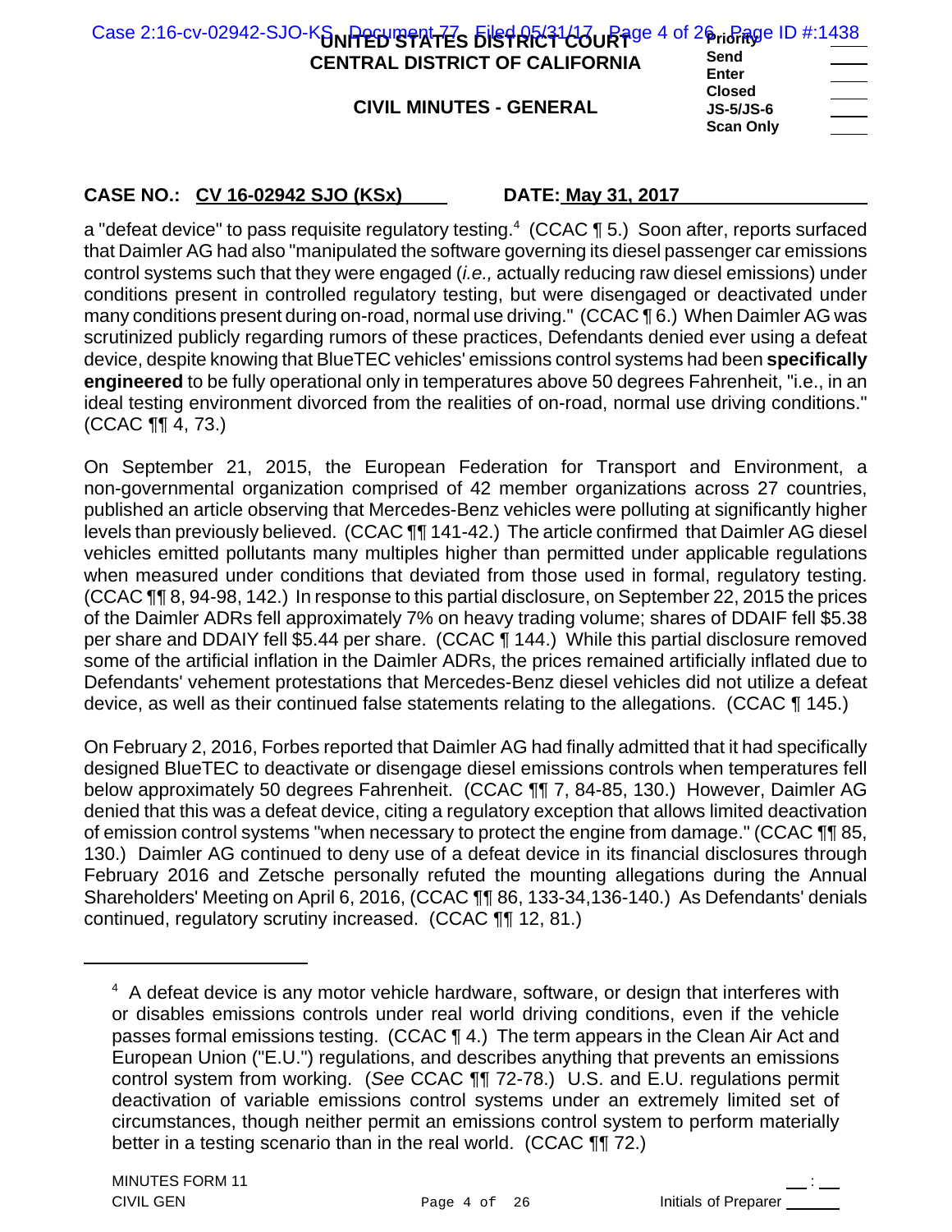**CASE NO.: CV 16-02942 SJO (KSx)** **DATE: May 31, 2017**

a "defeat device" to pass requisite regulatory testing.[4] (CCAC ¶ 5.) Soon after, reports surfaced that Daimler AG had also "manipulated the software governing its diesel passenger car emissions control systems such that they were engaged (*i.e.,* actually reducing raw diesel emissions) under conditions present in controlled regulatory testing, but were disengaged or deactivated under many conditions present during on-road, normal use driving." (CCAC ¶ 6.) When Daimler AG was scrutinized publicly regarding rumors of these practices, Defendants denied ever using a defeat device, despite knowing that BlueTEC vehicles' emissions control systems had been **specifically engineered** to be fully operational only in temperatures above 50 degrees Fahrenheit, "i.e., in an ideal testing environment divorced from the realities of on-road, normal use driving conditions." (CCAC ¶¶ 4, 73.)

On September 21, 2015, the European Federation for Transport and Environment, a non-governmental organization comprised of 42 member organizations across 27 countries, published an article observing that Mercedes-Benz vehicles were polluting at significantly higher levels than previously believed. (CCAC ¶¶ 141-42.) The article confirmed that Daimler AG diesel vehicles emitted pollutants many multiples higher than permitted under applicable regulations when measured under conditions that deviated from those used in formal, regulatory testing. (CCAC ¶¶ 8, 94-98, 142.) In response to this partial disclosure, on September 22, 2015 the prices of the Daimler ADRs fell approximately 7% on heavy trading volume; shares of DDAIF fell $5.38 per share and DDAIY fell $5.44 per share. (CCAC ¶ 144.) While this partial disclosure removed some of the artificial inflation in the Daimler ADRs, the prices remained artificially inflated due to Defendants' vehement protestations that Mercedes-Benz diesel vehicles did not utilize a defeat device, as well as their continued false statements relating to the allegations. (CCAC ¶ 145.)

On February 2, 2016, Forbes reported that Daimler AG had finally admitted that it had specifically designed BlueTEC to deactivate or disengage diesel emissions controls when temperatures fell below approximately 50 degrees Fahrenheit. (CCAC ¶¶ 7, 84-85, 130.) However, Daimler AG denied that this was a defeat device, citing a regulatory exception that allows limited deactivation of emission control systems "when necessary to protect the engine from damage." (CCAC ¶¶ 85, 130.) Daimler AG continued to deny use of a defeat device in its financial disclosures through February 2016 and Zetsche personally refuted the mounting allegations during the Annual Shareholders' Meeting on April 6, 2016, (CCAC ¶¶ 86, 133-34,136-140.) As Defendants' denials continued, regulatory scrutiny increased. (CCAC ¶¶ 12, 81.)

---

[4] A defeat device is any motor vehicle hardware, software, or design that interferes with or disables emissions controls under real world driving conditions, even if the vehicle passes formal emissions testing. (CCAC ¶ 4.) The term appears in the Clean Air Act and European Union ("E.U.") regulations, and describes anything that prevents an emissions control system from working. (*See* CCAC ¶¶ 72-78.) U.S. and E.U. regulations permit deactivation of variable emissions control systems under an extremely limited set of circumstances, though neither permit an emissions control system to perform materially better in a testing scenario than in the real world. (CCAC ¶¶ 72.)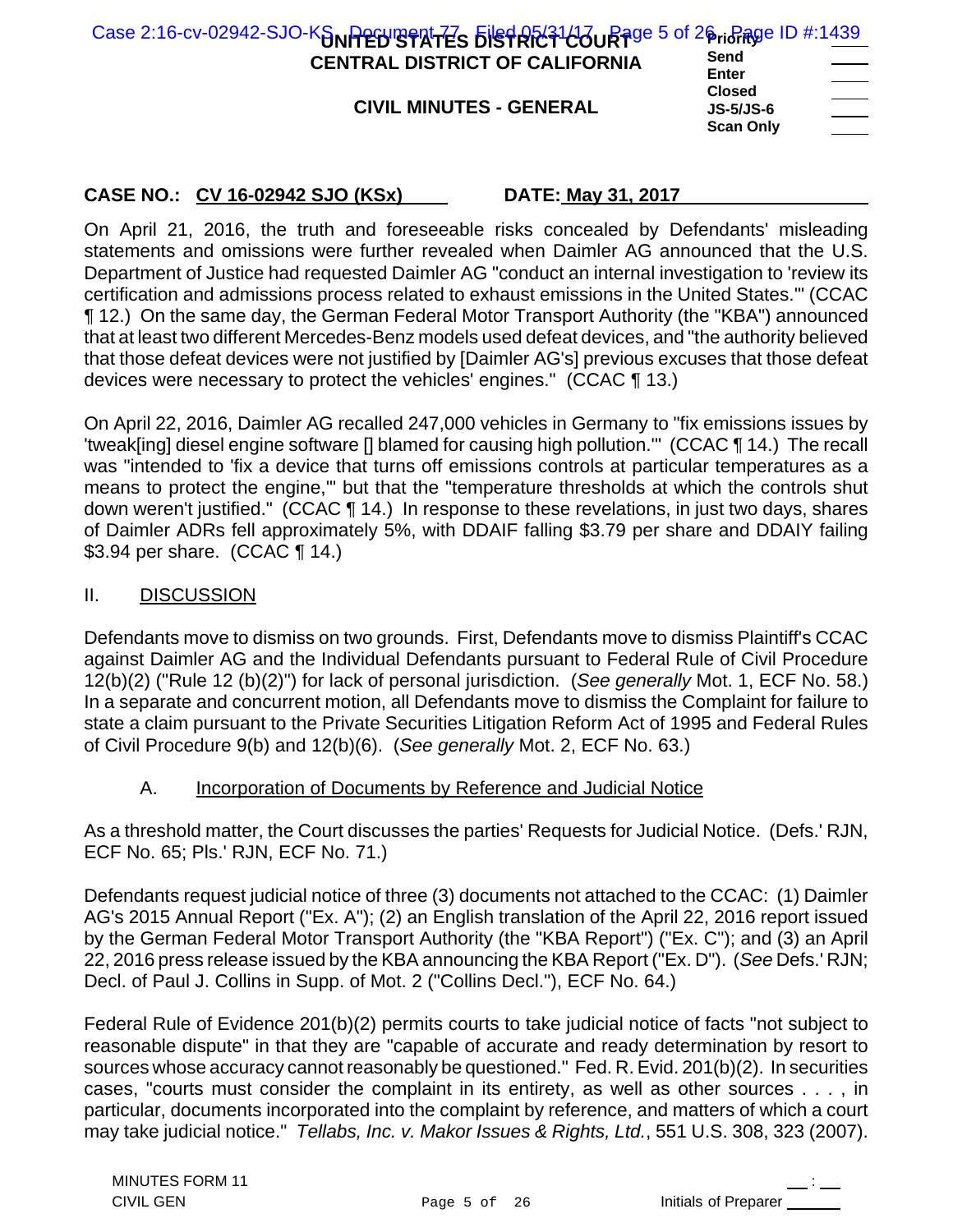**CASE NO.: CV 16-02942 SJO (KSx) DATE: May 31, 2017**

On April 21, 2016, the truth and foreseeable risks concealed by Defendants' misleading statements and omissions were further revealed when Daimler AG announced that the U.S. Department of Justice had requested Daimler AG "conduct an internal investigation to 'review its certification and admissions process related to exhaust emissions in the United States.'" (CCAC ¶ 12.) On the same day, the German Federal Motor Transport Authority (the "KBA") announced that at least two different Mercedes-Benz models used defeat devices, and "the authority believed that those defeat devices were not justified by [Daimler AG's] previous excuses that those defeat devices were necessary to protect the vehicles' engines." (CCAC ¶ 13.)

On April 22, 2016, Daimler AG recalled 247,000 vehicles in Germany to "fix emissions issues by 'tweak[ing] diesel engine software [] blamed for causing high pollution.'" (CCAC ¶ 14.) The recall was "intended to 'fix a device that turns off emissions controls at particular temperatures as a means to protect the engine,'" but that the "temperature thresholds at which the controls shut down weren't justified." (CCAC ¶ 14.) In response to these revelations, in just two days, shares of Daimler ADRs fell approximately 5%, with DDAIF falling $3.79 per share and DDAIY failing $3.94 per share. (CCAC ¶ 14.)

## II. DISCUSSION

Defendants move to dismiss on two grounds. First, Defendants move to dismiss Plaintiff's CCAC against Daimler AG and the Individual Defendants pursuant to Federal Rule of Civil Procedure 12(b)(2) ("Rule 12 (b)(2)") for lack of personal jurisdiction. (*See generally* Mot. 1, ECF No. 58.) In a separate and concurrent motion, all Defendants move to dismiss the Complaint for failure to state a claim pursuant to the Private Securities Litigation Reform Act of 1995 and Federal Rules of Civil Procedure 9(b) and 12(b)(6). (*See generally* Mot. 2, ECF No. 63.)

### A. Incorporation of Documents by Reference and Judicial Notice

As a threshold matter, the Court discusses the parties' Requests for Judicial Notice. (Defs.' RJN, ECF No. 65; Pls.' RJN, ECF No. 71.)

Defendants request judicial notice of three (3) documents not attached to the CCAC: (1) Daimler AG's 2015 Annual Report ("Ex. A"); (2) an English translation of the April 22, 2016 report issued by the German Federal Motor Transport Authority (the "KBA Report") ("Ex. C"); and (3) an April 22, 2016 press release issued by the KBA announcing the KBA Report ("Ex. D"). (*See* Defs.' RJN; Decl. of Paul J. Collins in Supp. of Mot. 2 ("Collins Decl."), ECF No. 64.)

Federal Rule of Evidence 201(b)(2) permits courts to take judicial notice of facts "not subject to reasonable dispute" in that they are "capable of accurate and ready determination by resort to sources whose accuracy cannot reasonably be questioned." Fed. R. Evid. 201(b)(2). In securities cases, "courts must consider the complaint in its entirety, as well as other sources . . . , in particular, documents incorporated into the complaint by reference, and matters of which a court may take judicial notice." *Tellabs, Inc. v. Makor Issues & Rights, Ltd.*, 551 U.S. 308, 323 (2007).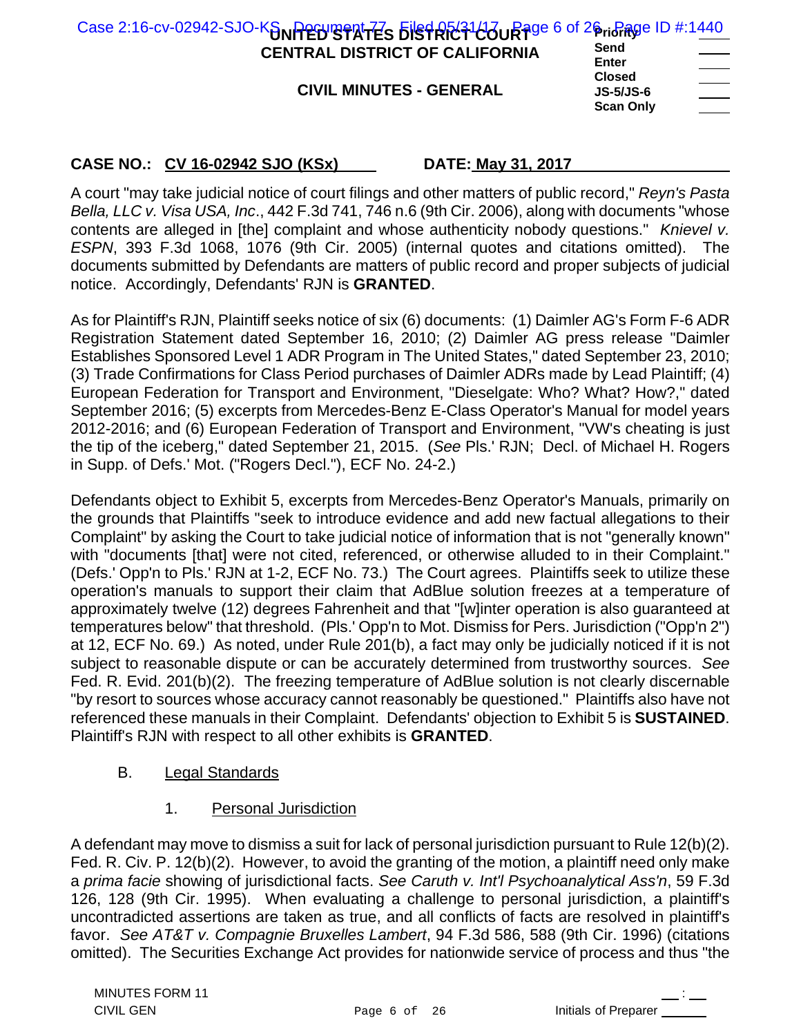A court "may take judicial notice of court filings and other matters of public record," *Reyn's Pasta Bella, LLC v. Visa USA, Inc*., 442 F.3d 741, 746 n.6 (9th Cir. 2006), along with documents "whose contents are alleged in [the] complaint and whose authenticity nobody questions." *Knievel v. ESPN*, 393 F.3d 1068, 1076 (9th Cir. 2005) (internal quotes and citations omitted). The documents submitted by Defendants are matters of public record and proper subjects of judicial notice. Accordingly, Defendants' RJN is **GRANTED**.

As for Plaintiff's RJN, Plaintiff seeks notice of six (6) documents: (1) Daimler AG's Form F-6 ADR Registration Statement dated September 16, 2010; (2) Daimler AG press release "Daimler Establishes Sponsored Level 1 ADR Program in The United States," dated September 23, 2010; (3) Trade Confirmations for Class Period purchases of Daimler ADRs made by Lead Plaintiff; (4) European Federation for Transport and Environment, "Dieselgate: Who? What? How?," dated September 2016; (5) excerpts from Mercedes-Benz E-Class Operator's Manual for model years 2012-2016; and (6) European Federation of Transport and Environment, "VW's cheating is just the tip of the iceberg," dated September 21, 2015. (*See* Pls.' RJN; Decl. of Michael H. Rogers in Supp. of Defs.' Mot. ("Rogers Decl."), ECF No. 24-2.)

Defendants object to Exhibit 5, excerpts from Mercedes-Benz Operator's Manuals, primarily on the grounds that Plaintiffs "seek to introduce evidence and add new factual allegations to their Complaint" by asking the Court to take judicial notice of information that is not "generally known" with "documents [that] were not cited, referenced, or otherwise alluded to in their Complaint." (Defs.' Opp'n to Pls.' RJN at 1-2, ECF No. 73.) The Court agrees. Plaintiffs seek to utilize these operation's manuals to support their claim that AdBlue solution freezes at a temperature of approximately twelve (12) degrees Fahrenheit and that "[w]inter operation is also guaranteed at temperatures below" that threshold. (Pls.' Opp'n to Mot. Dismiss for Pers. Jurisdiction ("Opp'n 2") at 12, ECF No. 69.) As noted, under Rule 201(b), a fact may only be judicially noticed if it is not subject to reasonable dispute or can be accurately determined from trustworthy sources. *See* Fed. R. Evid. 201(b)(2). The freezing temperature of AdBlue solution is not clearly discernable "by resort to sources whose accuracy cannot reasonably be questioned." Plaintiffs also have not referenced these manuals in their Complaint. Defendants' objection to Exhibit 5 is **SUSTAINED**. Plaintiff's RJN with respect to all other exhibits is **GRANTED**.

### B. Legal Standards

#### 1. Personal Jurisdiction

A defendant may move to dismiss a suit for lack of personal jurisdiction pursuant to Rule 12(b)(2). Fed. R. Civ. P. 12(b)(2). However, to avoid the granting of the motion, a plaintiff need only make a *prima facie* showing of jurisdictional facts. *See Caruth v. Int'l Psychoanalytical Ass'n*, 59 F.3d 126, 128 (9th Cir. 1995). When evaluating a challenge to personal jurisdiction, a plaintiff's uncontradicted assertions are taken as true, and all conflicts of facts are resolved in plaintiff's favor. *See AT&T v. Compagnie Bruxelles Lambert*, 94 F.3d 586, 588 (9th Cir. 1996) (citations omitted). The Securities Exchange Act provides for nationwide service of process and thus "the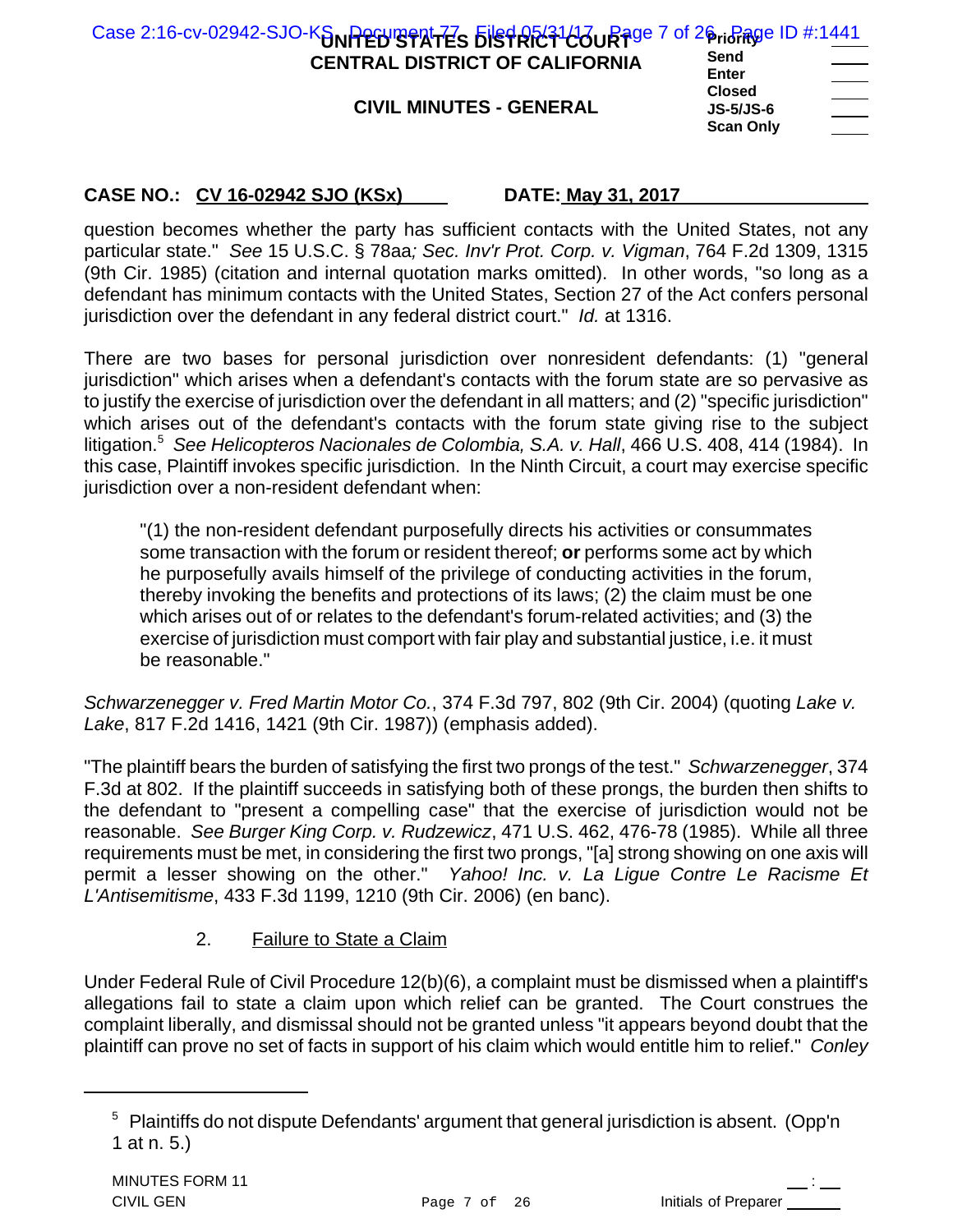question becomes whether the party has sufficient contacts with the United States, not any particular state." *See* 15 U.S.C. § 78aa*; Sec. Inv'r Prot. Corp. v. Vigman*, 764 F.2d 1309, 1315 (9th Cir. 1985) (citation and internal quotation marks omitted). In other words, "so long as a defendant has minimum contacts with the United States, Section 27 of the Act confers personal jurisdiction over the defendant in any federal district court." *Id.* at 1316.

There are two bases for personal jurisdiction over nonresident defendants: (1) "general jurisdiction" which arises when a defendant's contacts with the forum state are so pervasive as to justify the exercise of jurisdiction over the defendant in all matters; and (2) "specific jurisdiction" which arises out of the defendant's contacts with the forum state giving rise to the subject litigation.[5] *See Helicopteros Nacionales de Colombia, S.A. v. Hall*, 466 U.S. 408, 414 (1984). In this case, Plaintiff invokes specific jurisdiction. In the Ninth Circuit, a court may exercise specific jurisdiction over a non-resident defendant when:

> "(1) the non-resident defendant purposefully directs his activities or consummates some transaction with the forum or resident thereof; **or** performs some act by which he purposefully avails himself of the privilege of conducting activities in the forum, thereby invoking the benefits and protections of its laws; (2) the claim must be one which arises out of or relates to the defendant's forum-related activities; and (3) the exercise of jurisdiction must comport with fair play and substantial justice, i.e. it must be reasonable."

*Schwarzenegger v. Fred Martin Motor Co.*, 374 F.3d 797, 802 (9th Cir. 2004) (quoting *Lake v. Lake*, 817 F.2d 1416, 1421 (9th Cir. 1987)) (emphasis added).

"The plaintiff bears the burden of satisfying the first two prongs of the test." *Schwarzenegger*, 374 F.3d at 802. If the plaintiff succeeds in satisfying both of these prongs, the burden then shifts to the defendant to "present a compelling case" that the exercise of jurisdiction would not be reasonable. *See Burger King Corp. v. Rudzewicz*, 471 U.S. 462, 476-78 (1985). While all three requirements must be met, in considering the first two prongs, "[a] strong showing on one axis will permit a lesser showing on the other." *Yahoo! Inc. v. La Ligue Contre Le Racisme Et L'Antisemitisme*, 433 F.3d 1199, 1210 (9th Cir. 2006) (en banc).

2. Failure to State a Claim

Under Federal Rule of Civil Procedure 12(b)(6), a complaint must be dismissed when a plaintiff's allegations fail to state a claim upon which relief can be granted. The Court construes the complaint liberally, and dismissal should not be granted unless "it appears beyond doubt that the plaintiff can prove no set of facts in support of his claim which would entitle him to relief." *Conley*

---

[5] Plaintiffs do not dispute Defendants' argument that general jurisdiction is absent. (Opp'n 1 at n. 5.)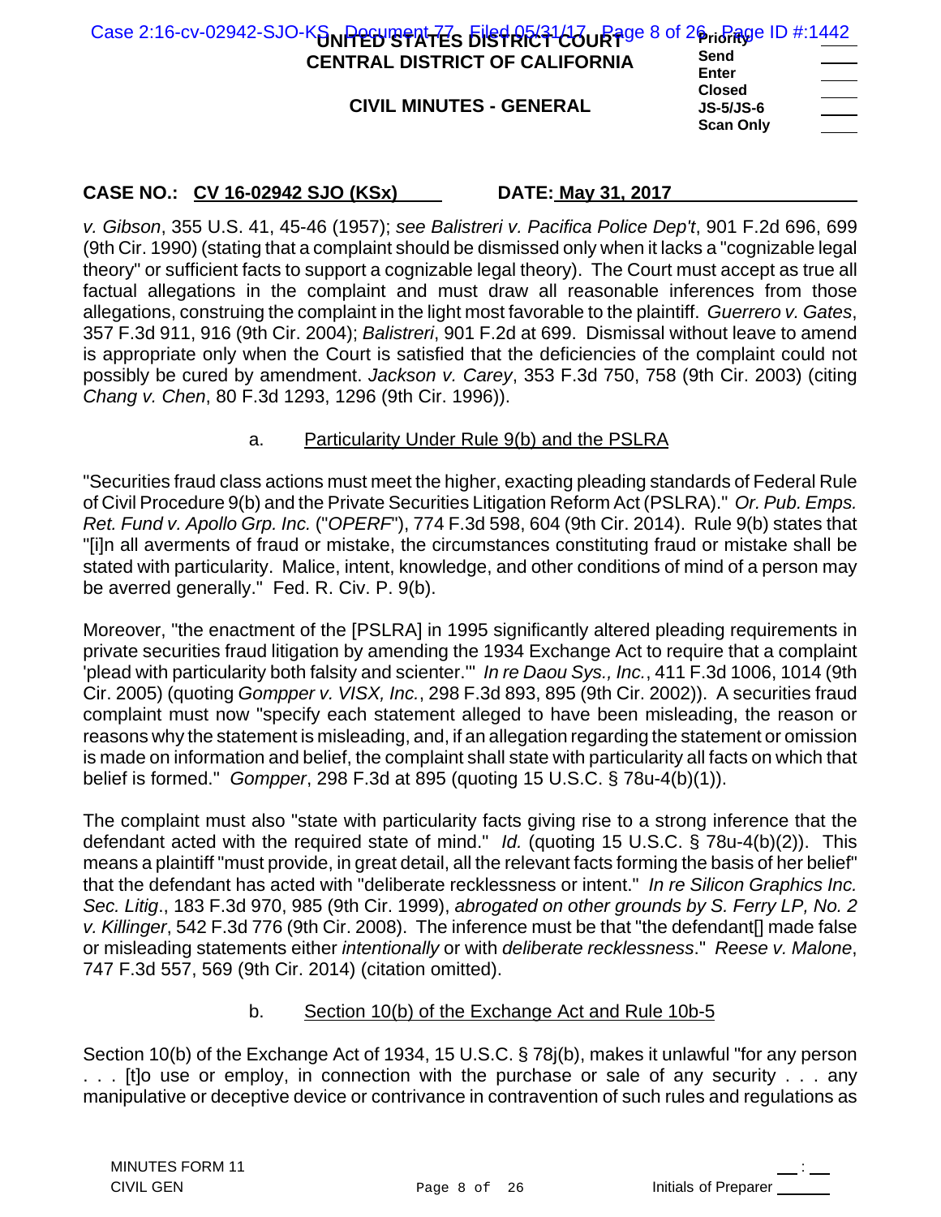*v. Gibson*, 355 U.S. 41, 45-46 (1957); *see Balistreri v. Pacifica Police Dep't*, 901 F.2d 696, 699 (9th Cir. 1990) (stating that a complaint should be dismissed only when it lacks a "cognizable legal theory" or sufficient facts to support a cognizable legal theory). The Court must accept as true all factual allegations in the complaint and must draw all reasonable inferences from those allegations, construing the complaint in the light most favorable to the plaintiff. *Guerrero v. Gates*, 357 F.3d 911, 916 (9th Cir. 2004); *Balistreri*, 901 F.2d at 699. Dismissal without leave to amend is appropriate only when the Court is satisfied that the deficiencies of the complaint could not possibly be cured by amendment. *Jackson v. Carey*, 353 F.3d 750, 758 (9th Cir. 2003) (citing *Chang v. Chen*, 80 F.3d 1293, 1296 (9th Cir. 1996)).

a. Particularity Under Rule 9(b) and the PSLRA

"Securities fraud class actions must meet the higher, exacting pleading standards of Federal Rule of Civil Procedure 9(b) and the Private Securities Litigation Reform Act (PSLRA)." *Or. Pub. Emps. Ret. Fund v. Apollo Grp. Inc.* ("*OPERF*"), 774 F.3d 598, 604 (9th Cir. 2014). Rule 9(b) states that "[i]n all averments of fraud or mistake, the circumstances constituting fraud or mistake shall be stated with particularity. Malice, intent, knowledge, and other conditions of mind of a person may be averred generally." Fed. R. Civ. P. 9(b).

Moreover, "the enactment of the [PSLRA] in 1995 significantly altered pleading requirements in private securities fraud litigation by amending the 1934 Exchange Act to require that a complaint 'plead with particularity both falsity and scienter.'" *In re Daou Sys., Inc.*, 411 F.3d 1006, 1014 (9th Cir. 2005) (quoting *Gompper v. VISX, Inc.*, 298 F.3d 893, 895 (9th Cir. 2002)). A securities fraud complaint must now "specify each statement alleged to have been misleading, the reason or reasons why the statement is misleading, and, if an allegation regarding the statement or omission is made on information and belief, the complaint shall state with particularity all facts on which that belief is formed." *Gompper*, 298 F.3d at 895 (quoting 15 U.S.C. § 78u-4(b)(1)).

The complaint must also "state with particularity facts giving rise to a strong inference that the defendant acted with the required state of mind." *Id.* (quoting 15 U.S.C. § 78u-4(b)(2)). This means a plaintiff "must provide, in great detail, all the relevant facts forming the basis of her belief" that the defendant has acted with "deliberate recklessness or intent." *In re Silicon Graphics Inc. Sec. Litig*., 183 F.3d 970, 985 (9th Cir. 1999), *abrogated on other grounds by S. Ferry LP, No. 2 v. Killinger*, 542 F.3d 776 (9th Cir. 2008). The inference must be that "the defendant[] made false or misleading statements either *intentionally* or with *deliberate recklessness*." *Reese v. Malone*, 747 F.3d 557, 569 (9th Cir. 2014) (citation omitted).

b. Section 10(b) of the Exchange Act and Rule 10b-5

Section 10(b) of the Exchange Act of 1934, 15 U.S.C. § 78j(b), makes it unlawful "for any person . . . [t]o use or employ, in connection with the purchase or sale of any security . . . any manipulative or deceptive device or contrivance in contravention of such rules and regulations as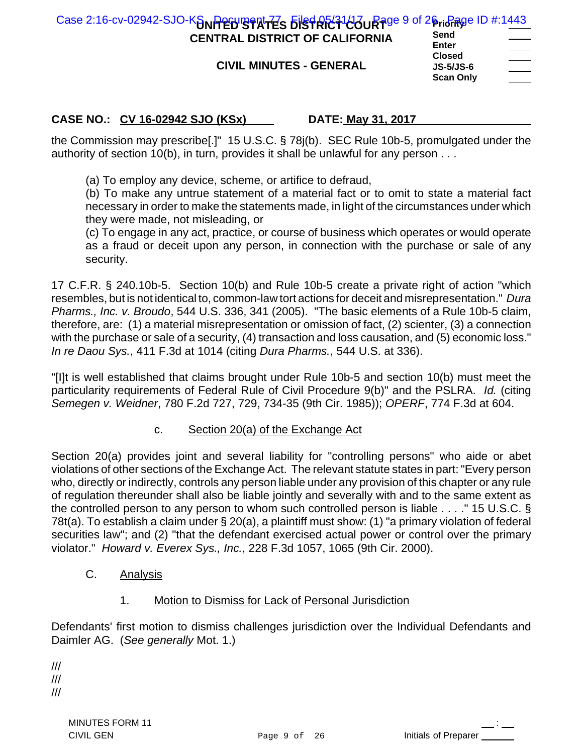**CASE NO.: CV 16-02942 SJO (KSx) DATE: May 31, 2017**

the Commission may prescribe[.]" 15 U.S.C. § 78j(b). SEC Rule 10b-5, promulgated under the authority of section 10(b), in turn, provides it shall be unlawful for any person . . .

> (a) To employ any device, scheme, or artifice to defraud,
> (b) To make any untrue statement of a material fact or to omit to state a material fact necessary in order to make the statements made, in light of the circumstances under which they were made, not misleading, or
> (c) To engage in any act, practice, or course of business which operates or would operate as a fraud or deceit upon any person, in connection with the purchase or sale of any security.

17 C.F.R. § 240.10b-5. Section 10(b) and Rule 10b-5 create a private right of action "which resembles, but is not identical to, common-law tort actions for deceit and misrepresentation." *Dura Pharms., Inc. v. Broudo*, 544 U.S. 336, 341 (2005). "The basic elements of a Rule 10b-5 claim, therefore, are: (1) a material misrepresentation or omission of fact, (2) scienter, (3) a connection with the purchase or sale of a security, (4) transaction and loss causation, and (5) economic loss." *In re Daou Sys.*, 411 F.3d at 1014 (citing *Dura Pharms.*, 544 U.S. at 336).

"[I]t is well established that claims brought under Rule 10b-5 and section 10(b) must meet the particularity requirements of Federal Rule of Civil Procedure 9(b)" and the PSLRA. *Id.* (citing *Semegen v. Weidner*, 780 F.2d 727, 729, 734-35 (9th Cir. 1985)); *OPERF*, 774 F.3d at 604.

### c. Section 20(a) of the Exchange Act

Section 20(a) provides joint and several liability for "controlling persons" who aide or abet violations of other sections of the Exchange Act. The relevant statute states in part: "Every person who, directly or indirectly, controls any person liable under any provision of this chapter or any rule of regulation thereunder shall also be liable jointly and severally with and to the same extent as the controlled person to any person to whom such controlled person is liable . . . ." 15 U.S.C. § 78t(a). To establish a claim under § 20(a), a plaintiff must show: (1) "a primary violation of federal securities law"; and (2) "that the defendant exercised actual power or control over the primary violator." *Howard v. Everex Sys., Inc.*, 228 F.3d 1057, 1065 (9th Cir. 2000).

## C. Analysis

### 1. Motion to Dismiss for Lack of Personal Jurisdiction

Defendants' first motion to dismiss challenges jurisdiction over the Individual Defendants and Daimler AG. (*See generally* Mot. 1.)

///
///
///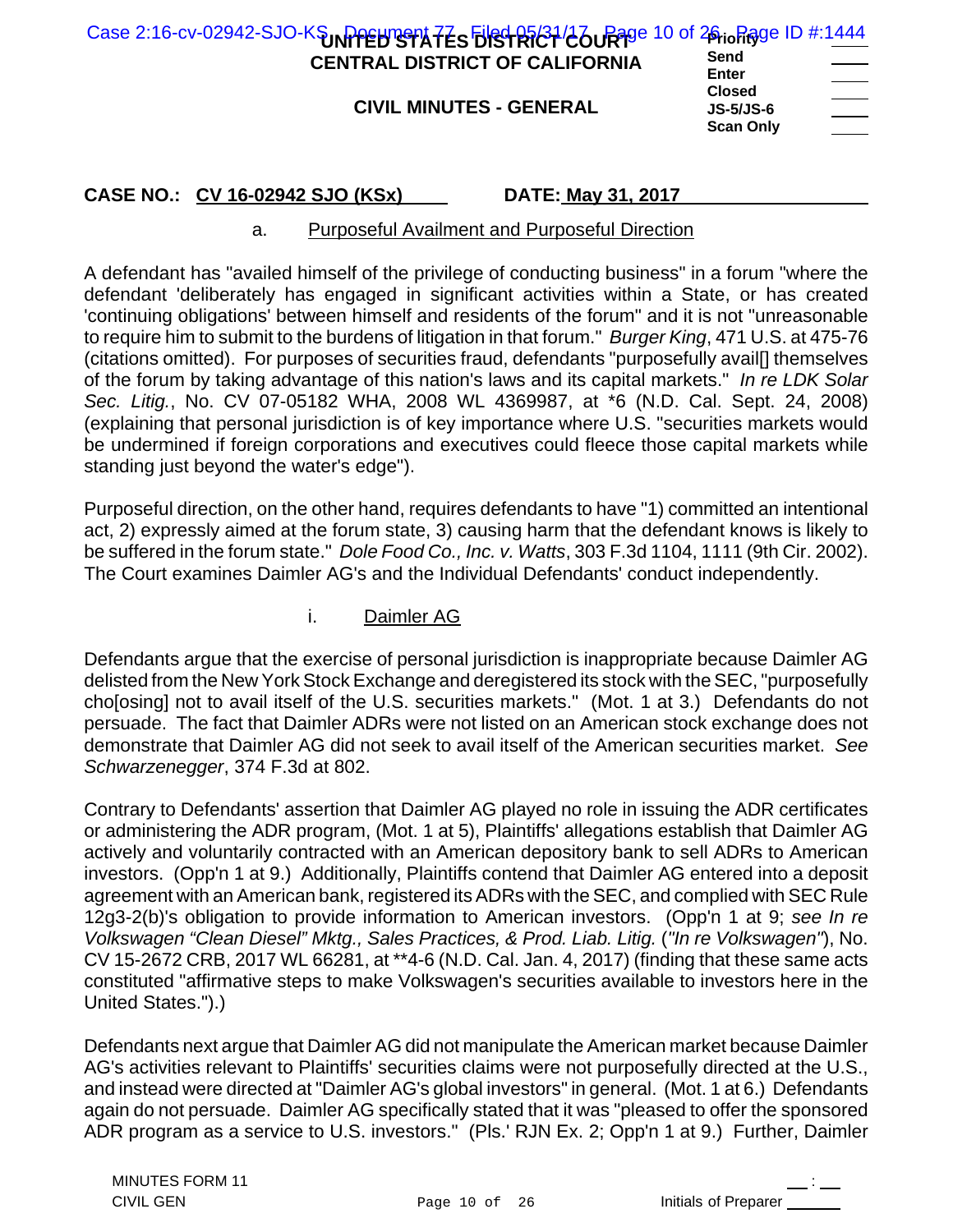a. Purposeful Availment and Purposeful Direction

A defendant has "availed himself of the privilege of conducting business" in a forum "where the defendant 'deliberately has engaged in significant activities within a State, or has created 'continuing obligations' between himself and residents of the forum" and it is not "unreasonable to require him to submit to the burdens of litigation in that forum." *Burger King*, 471 U.S. at 475-76 (citations omitted). For purposes of securities fraud, defendants "purposefully avail[] themselves of the forum by taking advantage of this nation's laws and its capital markets." *In re LDK Solar Sec. Litig.*, No. CV 07-05182 WHA, 2008 WL 4369987, at *6 (N.D. Cal. Sept. 24, 2008) (explaining that personal jurisdiction is of key importance where U.S. "securities markets would be undermined if foreign corporations and executives could fleece those capital markets while standing just beyond the water's edge").

Purposeful direction, on the other hand, requires defendants to have "1) committed an intentional act, 2) expressly aimed at the forum state, 3) causing harm that the defendant knows is likely to be suffered in the forum state." *Dole Food Co., Inc. v. Watts*, 303 F.3d 1104, 1111 (9th Cir. 2002). The Court examines Daimler AG's and the Individual Defendants' conduct independently.

i. Daimler AG

Defendants argue that the exercise of personal jurisdiction is inappropriate because Daimler AG delisted from the New York Stock Exchange and deregistered its stock with the SEC, "purposefully cho[osing] not to avail itself of the U.S. securities markets." (Mot. 1 at 3.) Defendants do not persuade. The fact that Daimler ADRs were not listed on an American stock exchange does not demonstrate that Daimler AG did not seek to avail itself of the American securities market. *See Schwarzenegger*, 374 F.3d at 802.

Contrary to Defendants' assertion that Daimler AG played no role in issuing the ADR certificates or administering the ADR program, (Mot. 1 at 5), Plaintiffs' allegations establish that Daimler AG actively and voluntarily contracted with an American depository bank to sell ADRs to American investors. (Opp'n 1 at 9.) Additionally, Plaintiffs contend that Daimler AG entered into a deposit agreement with an American bank, registered its ADRs with the SEC, and complied with SEC Rule 12g3-2(b)'s obligation to provide information to American investors. (Opp'n 1 at 9; *see In re Volkswagen "Clean Diesel" Mktg., Sales Practices, & Prod. Liab. Litig.* (*"In re Volkswagen"*), No. CV 15-2672 CRB, 2017 WL 66281, at **4-6 (N.D. Cal. Jan. 4, 2017) (finding that these same acts constituted "affirmative steps to make Volkswagen's securities available to investors here in the United States.").)

Defendants next argue that Daimler AG did not manipulate the American market because Daimler AG's activities relevant to Plaintiffs' securities claims were not purposefully directed at the U.S., and instead were directed at "Daimler AG's global investors" in general. (Mot. 1 at 6.) Defendants again do not persuade. Daimler AG specifically stated that it was "pleased to offer the sponsored ADR program as a service to U.S. investors." (Pls.' RJN Ex. 2; Opp'n 1 at 9.) Further, Daimler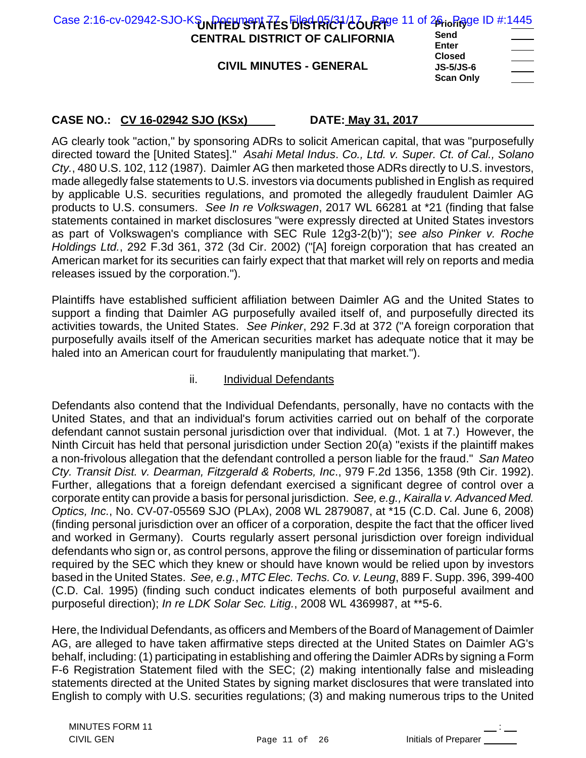AG clearly took "action," by sponsoring ADRs to solicit American capital, that was "purposefully directed toward the [United States]." *Asahi Metal Indus. Co., Ltd. v. Super. Ct. of Cal., Solano Cty.*, 480 U.S. 102, 112 (1987). Daimler AG then marketed those ADRs directly to U.S. investors, made allegedly false statements to U.S. investors via documents published in English as required by applicable U.S. securities regulations, and promoted the allegedly fraudulent Daimler AG products to U.S. consumers. *See In re Volkswagen*, 2017 WL 66281 at *21 (finding that false statements contained in market disclosures "were expressly directed at United States investors as part of Volkswagen's compliance with SEC Rule 12g3-2(b)"); *see also Pinker v. Roche Holdings Ltd.*, 292 F.3d 361, 372 (3d Cir. 2002) ("[A] foreign corporation that has created an American market for its securities can fairly expect that that market will rely on reports and media releases issued by the corporation.").

Plaintiffs have established sufficient affiliation between Daimler AG and the United States to support a finding that Daimler AG purposefully availed itself of, and purposefully directed its activities towards, the United States. *See Pinker*, 292 F.3d at 372 ("A foreign corporation that purposefully avails itself of the American securities market has adequate notice that it may be haled into an American court for fraudulently manipulating that market.").

ii. Individual Defendants

Defendants also contend that the Individual Defendants, personally, have no contacts with the United States, and that an individual's forum activities carried out on behalf of the corporate defendant cannot sustain personal jurisdiction over that individual. (Mot. 1 at 7.) However, the Ninth Circuit has held that personal jurisdiction under Section 20(a) "exists if the plaintiff makes a non-frivolous allegation that the defendant controlled a person liable for the fraud." *San Mateo Cty. Transit Dist. v. Dearman, Fitzgerald & Roberts, Inc.*, 979 F.2d 1356, 1358 (9th Cir. 1992). Further, allegations that a foreign defendant exercised a significant degree of control over a corporate entity can provide a basis for personal jurisdiction. *See, e.g., Kairalla v. Advanced Med. Optics, Inc.*, No. CV-07-05569 SJO (PLAx), 2008 WL 2879087, at *15 (C.D. Cal. June 6, 2008) (finding personal jurisdiction over an officer of a corporation, despite the fact that the officer lived and worked in Germany). Courts regularly assert personal jurisdiction over foreign individual defendants who sign or, as control persons, approve the filing or dissemination of particular forms required by the SEC which they knew or should have known would be relied upon by investors based in the United States. *See, e.g.*, *MTC Elec. Techs. Co. v. Leung*, 889 F. Supp. 396, 399-400 (C.D. Cal. 1995) (finding such conduct indicates elements of both purposeful availment and purposeful direction); *In re LDK Solar Sec. Litig.*, 2008 WL 4369987, at **5-6.

Here, the Individual Defendants, as officers and Members of the Board of Management of Daimler AG, are alleged to have taken affirmative steps directed at the United States on Daimler AG's behalf, including: (1) participating in establishing and offering the Daimler ADRs by signing a Form F-6 Registration Statement filed with the SEC; (2) making intentionally false and misleading statements directed at the United States by signing market disclosures that were translated into English to comply with U.S. securities regulations; (3) and making numerous trips to the United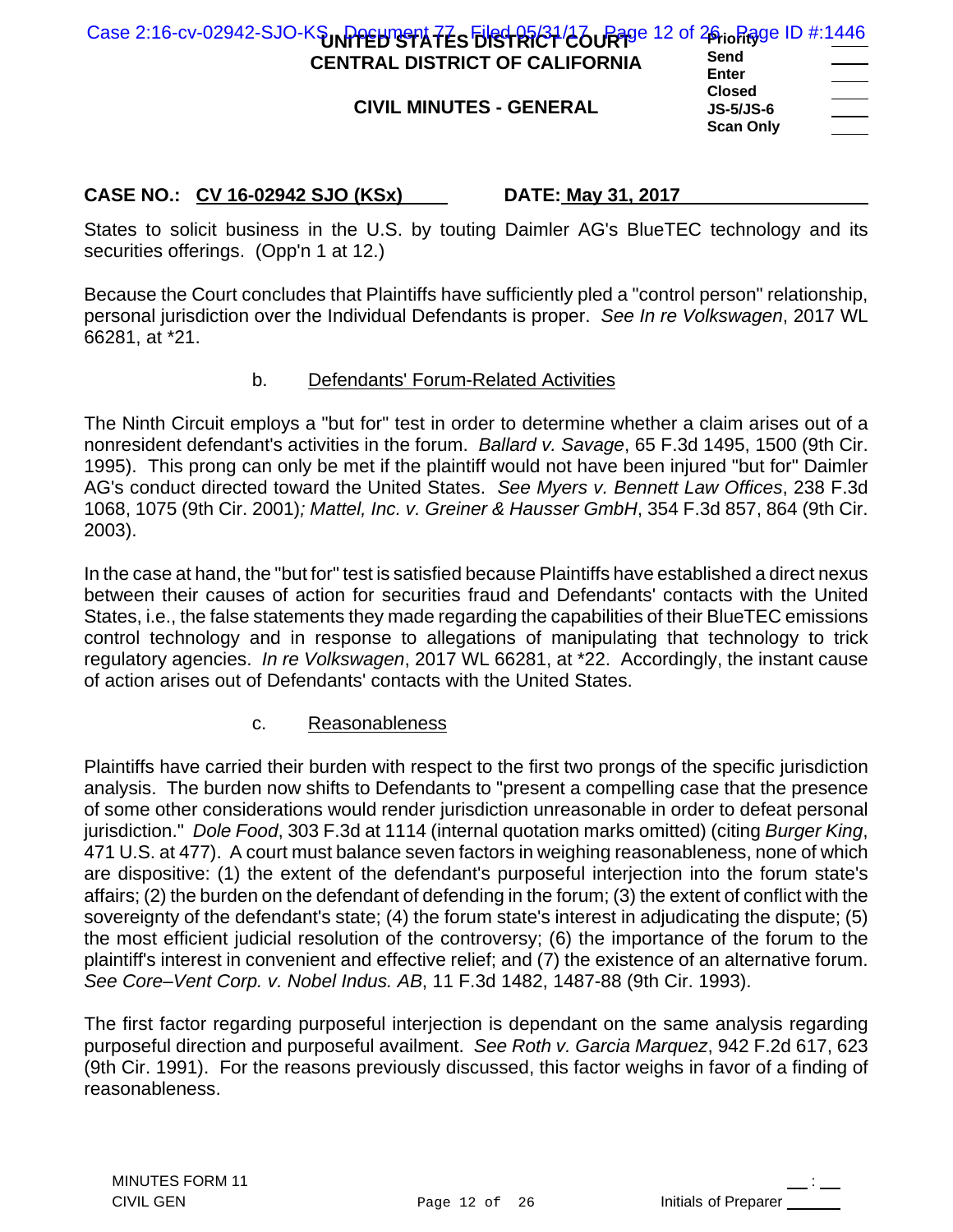States to solicit business in the U.S. by touting Daimler AG's BlueTEC technology and its securities offerings. (Opp'n 1 at 12.)

Because the Court concludes that Plaintiffs have sufficiently pled a "control person" relationship, personal jurisdiction over the Individual Defendants is proper. *See In re Volkswagen*, 2017 WL 66281, at *21.

b. Defendants' Forum-Related Activities

The Ninth Circuit employs a "but for" test in order to determine whether a claim arises out of a nonresident defendant's activities in the forum. *Ballard v. Savage*, 65 F.3d 1495, 1500 (9th Cir. 1995). This prong can only be met if the plaintiff would not have been injured "but for" Daimler AG's conduct directed toward the United States. *See Myers v. Bennett Law Offices*, 238 F.3d 1068, 1075 (9th Cir. 2001); *Mattel, Inc. v. Greiner & Hausser GmbH*, 354 F.3d 857, 864 (9th Cir. 2003).

In the case at hand, the "but for" test is satisfied because Plaintiffs have established a direct nexus between their causes of action for securities fraud and Defendants' contacts with the United States, i.e., the false statements they made regarding the capabilities of their BlueTEC emissions control technology and in response to allegations of manipulating that technology to trick regulatory agencies. *In re Volkswagen*, 2017 WL 66281, at *22. Accordingly, the instant cause of action arises out of Defendants' contacts with the United States.

c. Reasonableness

Plaintiffs have carried their burden with respect to the first two prongs of the specific jurisdiction analysis. The burden now shifts to Defendants to "present a compelling case that the presence of some other considerations would render jurisdiction unreasonable in order to defeat personal jurisdiction." *Dole Food*, 303 F.3d at 1114 (internal quotation marks omitted) (citing *Burger King*, 471 U.S. at 477). A court must balance seven factors in weighing reasonableness, none of which are dispositive: (1) the extent of the defendant's purposeful interjection into the forum state's affairs; (2) the burden on the defendant of defending in the forum; (3) the extent of conflict with the sovereignty of the defendant's state; (4) the forum state's interest in adjudicating the dispute; (5) the most efficient judicial resolution of the controversy; (6) the importance of the forum to the plaintiff's interest in convenient and effective relief; and (7) the existence of an alternative forum. *See Core–Vent Corp. v. Nobel Indus. AB*, 11 F.3d 1482, 1487-88 (9th Cir. 1993).

The first factor regarding purposeful interjection is dependant on the same analysis regarding purposeful direction and purposeful availment. *See Roth v. Garcia Marquez*, 942 F.2d 617, 623 (9th Cir. 1991). For the reasons previously discussed, this factor weighs in favor of a finding of reasonableness.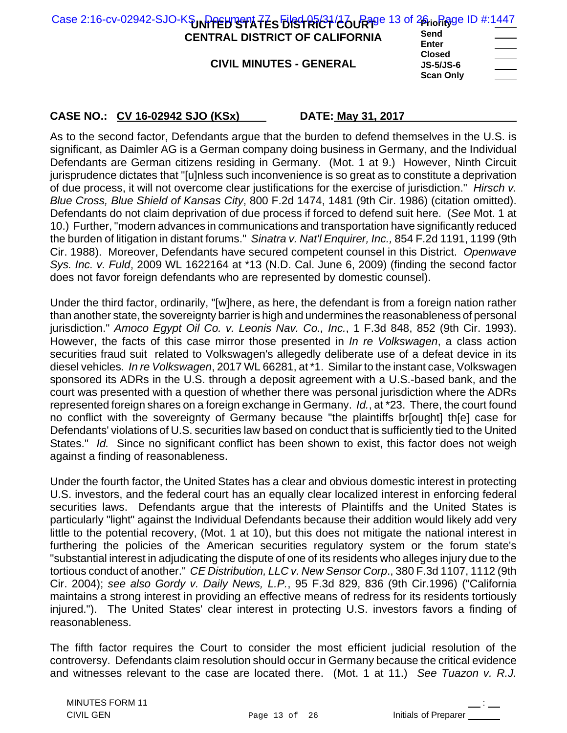**CASE NO.: CV 16-02942 SJO (KSx)** **DATE: May 31, 2017**

As to the second factor, Defendants argue that the burden to defend themselves in the U.S. is significant, as Daimler AG is a German company doing business in Germany, and the Individual Defendants are German citizens residing in Germany. (Mot. 1 at 9.) However, Ninth Circuit jurisprudence dictates that "[u]nless such inconvenience is so great as to constitute a deprivation of due process, it will not overcome clear justifications for the exercise of jurisdiction." *Hirsch v. Blue Cross, Blue Shield of Kansas City*, 800 F.2d 1474, 1481 (9th Cir. 1986) (citation omitted). Defendants do not claim deprivation of due process if forced to defend suit here. (*See* Mot. 1 at 10.) Further, "modern advances in communications and transportation have significantly reduced the burden of litigation in distant forums." *Sinatra v. Nat'l Enquirer, Inc.,* 854 F.2d 1191, 1199 (9th Cir. 1988). Moreover, Defendants have secured competent counsel in this District. *Openwave Sys. Inc. v. Fuld*, 2009 WL 1622164 at *13 (N.D. Cal. June 6, 2009) (finding the second factor does not favor foreign defendants who are represented by domestic counsel).

Under the third factor, ordinarily, "[w]here, as here, the defendant is from a foreign nation rather than another state, the sovereignty barrier is high and undermines the reasonableness of personal jurisdiction." *Amoco Egypt Oil Co. v. Leonis Nav. Co., Inc.*, 1 F.3d 848, 852 (9th Cir. 1993). However, the facts of this case mirror those presented in *In re Volkswagen*, a class action securities fraud suit related to Volkswagen's allegedly deliberate use of a defeat device in its diesel vehicles. *In re Volkswagen*, 2017 WL 66281, at *1. Similar to the instant case, Volkswagen sponsored its ADRs in the U.S. through a deposit agreement with a U.S.-based bank, and the court was presented with a question of whether there was personal jurisdiction where the ADRs represented foreign shares on a foreign exchange in Germany. *Id.*, at *23. There, the court found no conflict with the sovereignty of Germany because "the plaintiffs br[ought] th[e] case for Defendants' violations of U.S. securities law based on conduct that is sufficiently tied to the United States." *Id.* Since no significant conflict has been shown to exist, this factor does not weigh against a finding of reasonableness.

Under the fourth factor, the United States has a clear and obvious domestic interest in protecting U.S. investors, and the federal court has an equally clear localized interest in enforcing federal securities laws. Defendants argue that the interests of Plaintiffs and the United States is particularly "light" against the Individual Defendants because their addition would likely add very little to the potential recovery, (Mot. 1 at 10), but this does not mitigate the national interest in furthering the policies of the American securities regulatory system or the forum state's "substantial interest in adjudicating the dispute of one of its residents who alleges injury due to the tortious conduct of another." *CE Distribution, LLC v. New Sensor Corp*., 380 F.3d 1107, 1112 (9th Cir. 2004); *see also Gordy v. Daily News, L.P.*, 95 F.3d 829, 836 (9th Cir.1996) ("California maintains a strong interest in providing an effective means of redress for its residents tortiously injured."). The United States' clear interest in protecting U.S. investors favors a finding of reasonableness.

The fifth factor requires the Court to consider the most efficient judicial resolution of the controversy. Defendants claim resolution should occur in Germany because the critical evidence and witnesses relevant to the case are located there. (Mot. 1 at 11.) *See Tuazon v. R.J.*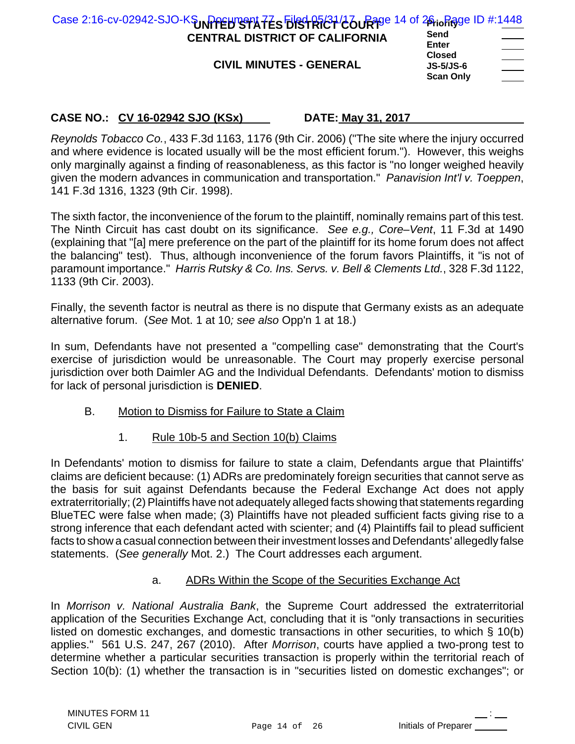*Reynolds Tobacco Co.*, 433 F.3d 1163, 1176 (9th Cir. 2006) ("The site where the injury occurred and where evidence is located usually will be the most efficient forum."). However, this weighs only marginally against a finding of reasonableness, as this factor is "no longer weighed heavily given the modern advances in communication and transportation." *Panavision Int'l v. Toeppen*, 141 F.3d 1316, 1323 (9th Cir. 1998).

The sixth factor, the inconvenience of the forum to the plaintiff, nominally remains part of this test. The Ninth Circuit has cast doubt on its significance. *See e.g., Core–Vent*, 11 F.3d at 1490 (explaining that "[a] mere preference on the part of the plaintiff for its home forum does not affect the balancing" test). Thus, although inconvenience of the forum favors Plaintiffs, it "is not of paramount importance." *Harris Rutsky & Co. Ins. Servs. v. Bell & Clements Ltd.*, 328 F.3d 1122, 1133 (9th Cir. 2003).

Finally, the seventh factor is neutral as there is no dispute that Germany exists as an adequate alternative forum. (*See* Mot. 1 at 10*; see also* Opp'n 1 at 18.)

In sum, Defendants have not presented a "compelling case" demonstrating that the Court's exercise of jurisdiction would be unreasonable. The Court may properly exercise personal jurisdiction over both Daimler AG and the Individual Defendants. Defendants' motion to dismiss for lack of personal jurisdiction is **DENIED**.

B. Motion to Dismiss for Failure to State a Claim

1. Rule 10b-5 and Section 10(b) Claims

In Defendants' motion to dismiss for failure to state a claim, Defendants argue that Plaintiffs' claims are deficient because: (1) ADRs are predominately foreign securities that cannot serve as the basis for suit against Defendants because the Federal Exchange Act does not apply extraterritorially; (2) Plaintiffs have not adequately alleged facts showing that statements regarding BlueTEC were false when made; (3) Plaintiffs have not pleaded sufficient facts giving rise to a strong inference that each defendant acted with scienter; and (4) Plaintiffs fail to plead sufficient facts to show a casual connection between their investment losses and Defendants' allegedly false statements. (*See generally* Mot. 2.) The Court addresses each argument.

a. ADRs Within the Scope of the Securities Exchange Act

In *Morrison v. National Australia Bank*, the Supreme Court addressed the extraterritorial application of the Securities Exchange Act, concluding that it is "only transactions in securities listed on domestic exchanges, and domestic transactions in other securities, to which § 10(b) applies." 561 U.S. 247, 267 (2010). After *Morrison*, courts have applied a two-prong test to determine whether a particular securities transaction is properly within the territorial reach of Section 10(b): (1) whether the transaction is in "securities listed on domestic exchanges"; or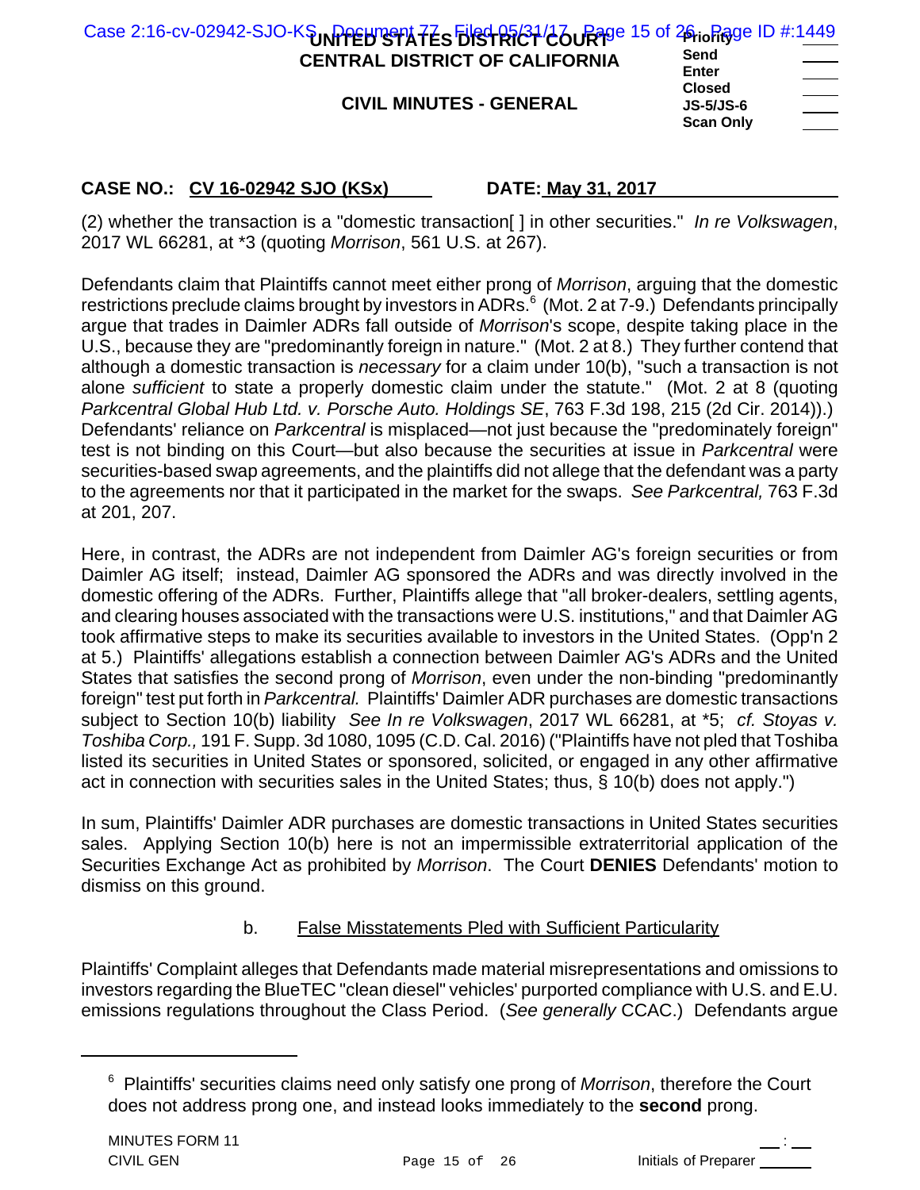(2) whether the transaction is a "domestic transaction[ ] in other securities." *In re Volkswagen*, 2017 WL 66281, at *3 (quoting *Morrison*, 561 U.S. at 267).

Defendants claim that Plaintiffs cannot meet either prong of *Morrison*, arguing that the domestic restrictions preclude claims brought by investors in ADRs.[6] (Mot. 2 at 7-9.) Defendants principally argue that trades in Daimler ADRs fall outside of *Morrison*'s scope, despite taking place in the U.S., because they are "predominantly foreign in nature." (Mot. 2 at 8.) They further contend that although a domestic transaction is *necessary* for a claim under 10(b), "such a transaction is not alone *sufficient* to state a properly domestic claim under the statute." (Mot. 2 at 8 (quoting *Parkcentral Global Hub Ltd. v. Porsche Auto. Holdings SE*, 763 F.3d 198, 215 (2d Cir. 2014)).) Defendants' reliance on *Parkcentral* is misplaced—not just because the "predominately foreign" test is not binding on this Court—but also because the securities at issue in *Parkcentral* were securities-based swap agreements, and the plaintiffs did not allege that the defendant was a party to the agreements nor that it participated in the market for the swaps. *See Parkcentral,* 763 F.3d at 201, 207.

Here, in contrast, the ADRs are not independent from Daimler AG's foreign securities or from Daimler AG itself; instead, Daimler AG sponsored the ADRs and was directly involved in the domestic offering of the ADRs. Further, Plaintiffs allege that "all broker-dealers, settling agents, and clearing houses associated with the transactions were U.S. institutions," and that Daimler AG took affirmative steps to make its securities available to investors in the United States. (Opp'n 2 at 5.) Plaintiffs' allegations establish a connection between Daimler AG's ADRs and the United States that satisfies the second prong of *Morrison*, even under the non-binding "predominantly foreign" test put forth in *Parkcentral.* Plaintiffs' Daimler ADR purchases are domestic transactions subject to Section 10(b) liability *See In re Volkswagen*, 2017 WL 66281, at *5; *cf. Stoyas v. Toshiba Corp.,* 191 F. Supp. 3d 1080, 1095 (C.D. Cal. 2016) ("Plaintiffs have not pled that Toshiba listed its securities in United States or sponsored, solicited, or engaged in any other affirmative act in connection with securities sales in the United States; thus, § 10(b) does not apply.")

In sum, Plaintiffs' Daimler ADR purchases are domestic transactions in United States securities sales. Applying Section 10(b) here is not an impermissible extraterritorial application of the Securities Exchange Act as prohibited by *Morrison*. The Court **DENIES** Defendants' motion to dismiss on this ground.

b. False Misstatements Pled with Sufficient Particularity

Plaintiffs' Complaint alleges that Defendants made material misrepresentations and omissions to investors regarding the BlueTEC "clean diesel" vehicles' purported compliance with U.S. and E.U. emissions regulations throughout the Class Period. (*See generally* CCAC.) Defendants argue

---

[6] Plaintiffs' securities claims need only satisfy one prong of *Morrison*, therefore the Court does not address prong one, and instead looks immediately to the **second** prong.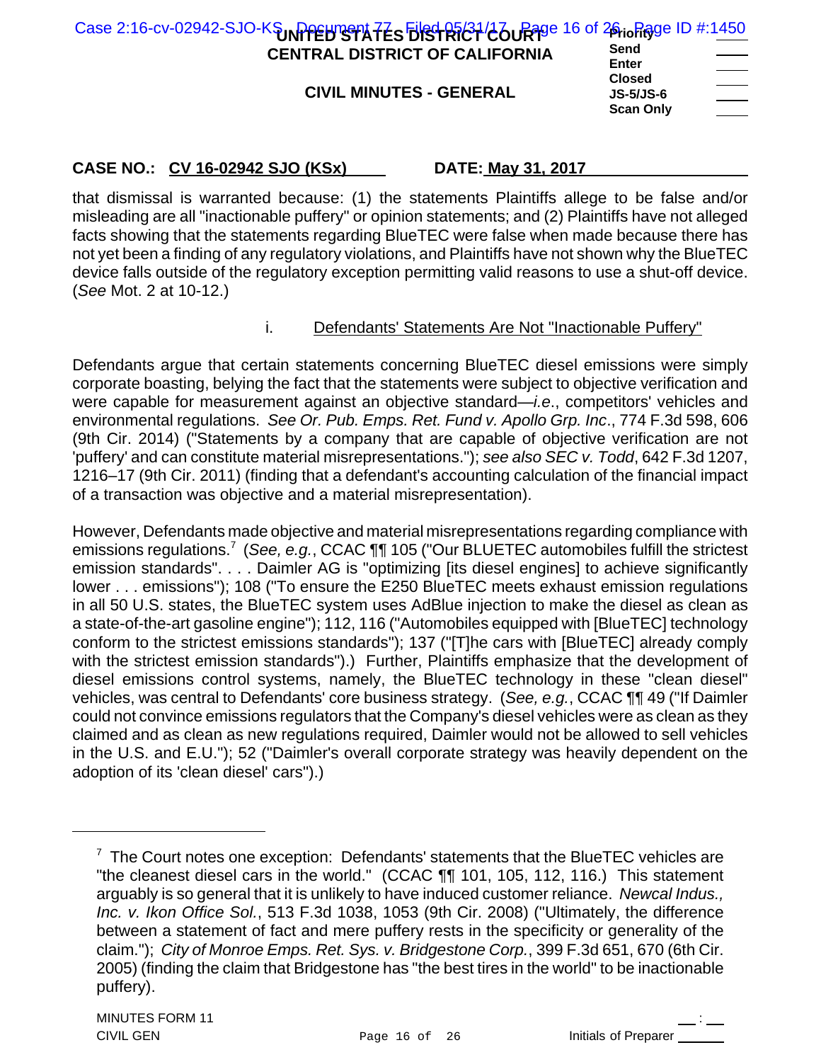that dismissal is warranted because: (1) the statements Plaintiffs allege to be false and/or misleading are all "inactionable puffery" or opinion statements; and (2) Plaintiffs have not alleged facts showing that the statements regarding BlueTEC were false when made because there has not yet been a finding of any regulatory violations, and Plaintiffs have not shown why the BlueTEC device falls outside of the regulatory exception permitting valid reasons to use a shut-off device. (*See* Mot. 2 at 10-12.)

i. Defendants' Statements Are Not "Inactionable Puffery"

Defendants argue that certain statements concerning BlueTEC diesel emissions were simply corporate boasting, belying the fact that the statements were subject to objective verification and were capable for measurement against an objective standard—*i.e*., competitors' vehicles and environmental regulations. *See Or. Pub. Emps. Ret. Fund v. Apollo Grp. Inc*., 774 F.3d 598, 606 (9th Cir. 2014) ("Statements by a company that are capable of objective verification are not 'puffery' and can constitute material misrepresentations."); *see also SEC v. Todd*, 642 F.3d 1207, 1216–17 (9th Cir. 2011) (finding that a defendant's accounting calculation of the financial impact of a transaction was objective and a material misrepresentation).

However, Defendants made objective and material misrepresentations regarding compliance with emissions regulations.[7] (*See, e.g.*, CCAC ¶¶ 105 ("Our BLUETEC automobiles fulfill the strictest emission standards". . . . Daimler AG is "optimizing [its diesel engines] to achieve significantly lower . . . emissions"); 108 ("To ensure the E250 BlueTEC meets exhaust emission regulations in all 50 U.S. states, the BlueTEC system uses AdBlue injection to make the diesel as clean as a state-of-the-art gasoline engine"); 112, 116 ("Automobiles equipped with [BlueTEC] technology conform to the strictest emissions standards"); 137 ("[T]he cars with [BlueTEC] already comply with the strictest emission standards").) Further, Plaintiffs emphasize that the development of diesel emissions control systems, namely, the BlueTEC technology in these "clean diesel" vehicles, was central to Defendants' core business strategy. (*See, e.g.*, CCAC ¶¶ 49 ("If Daimler could not convince emissions regulators that the Company's diesel vehicles were as clean as they claimed and as clean as new regulations required, Daimler would not be allowed to sell vehicles in the U.S. and E.U."); 52 ("Daimler's overall corporate strategy was heavily dependent on the adoption of its 'clean diesel' cars").)

---

[7] The Court notes one exception: Defendants' statements that the BlueTEC vehicles are "the cleanest diesel cars in the world." (CCAC ¶¶ 101, 105, 112, 116.) This statement arguably is so general that it is unlikely to have induced customer reliance. *Newcal Indus., Inc. v. Ikon Office Sol.*, 513 F.3d 1038, 1053 (9th Cir. 2008) ("Ultimately, the difference between a statement of fact and mere puffery rests in the specificity or generality of the claim."); *City of Monroe Emps. Ret. Sys. v. Bridgestone Corp.*, 399 F.3d 651, 670 (6th Cir. 2005) (finding the claim that Bridgestone has "the best tires in the world" to be inactionable puffery).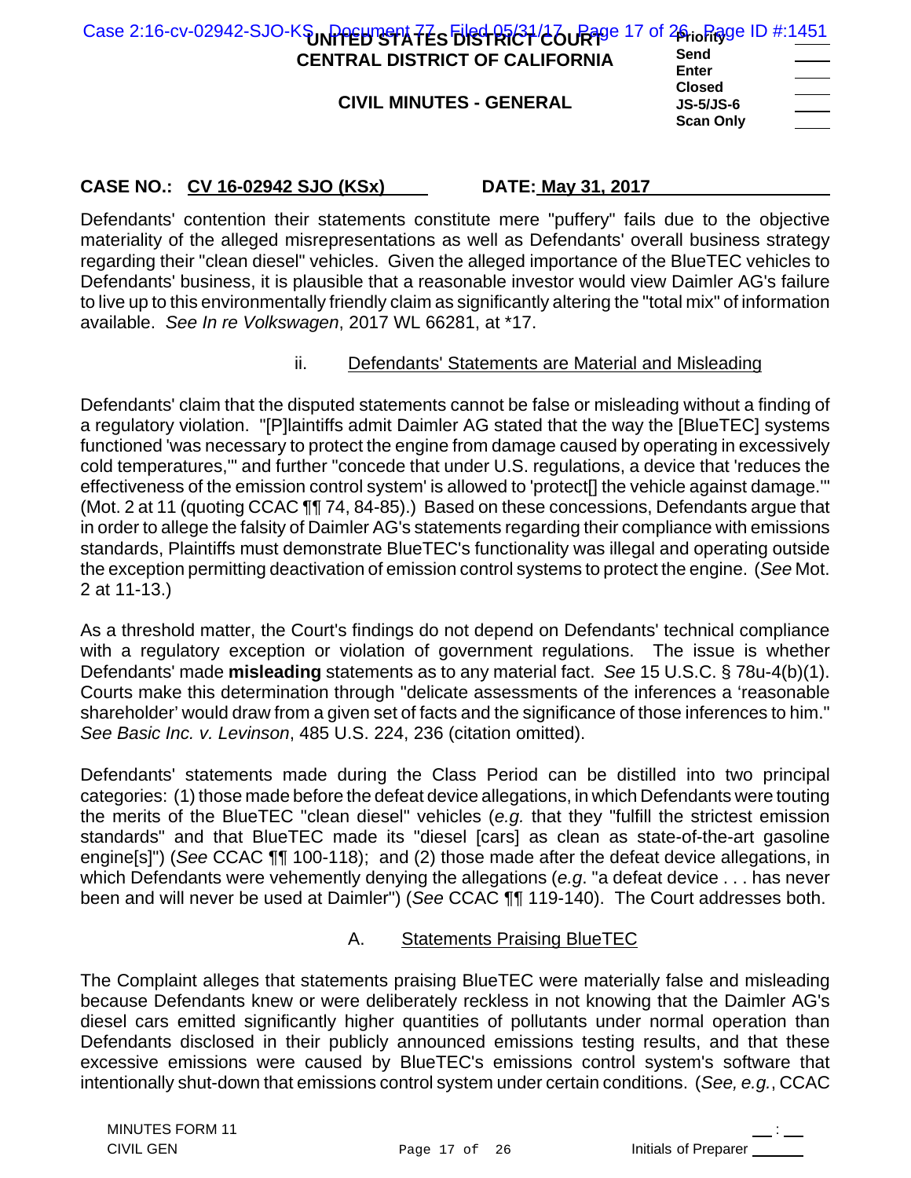CASE NO.: CV 16-02942 SJO (KSx) DATE: May 31, 2017

Defendants' contention their statements constitute mere "puffery" fails due to the objective materiality of the alleged misrepresentations as well as Defendants' overall business strategy regarding their "clean diesel" vehicles. Given the alleged importance of the BlueTEC vehicles to Defendants' business, it is plausible that a reasonable investor would view Daimler AG's failure to live up to this environmentally friendly claim as significantly altering the "total mix" of information available. *See In re Volkswagen*, 2017 WL 66281, at *17.

ii. Defendants' Statements are Material and Misleading

Defendants' claim that the disputed statements cannot be false or misleading without a finding of a regulatory violation. "[P]laintiffs admit Daimler AG stated that the way the [BlueTEC] systems functioned 'was necessary to protect the engine from damage caused by operating in excessively cold temperatures,'" and further "concede that under U.S. regulations, a device that 'reduces the effectiveness of the emission control system' is allowed to 'protect[] the vehicle against damage.'" (Mot. 2 at 11 (quoting CCAC ¶¶ 74, 84-85).) Based on these concessions, Defendants argue that in order to allege the falsity of Daimler AG's statements regarding their compliance with emissions standards, Plaintiffs must demonstrate BlueTEC's functionality was illegal and operating outside the exception permitting deactivation of emission control systems to protect the engine. (*See* Mot. 2 at 11-13.)

As a threshold matter, the Court's findings do not depend on Defendants' technical compliance with a regulatory exception or violation of government regulations. The issue is whether Defendants' made **misleading** statements as to any material fact. *See* 15 U.S.C. § 78u-4(b)(1). Courts make this determination through "delicate assessments of the inferences a 'reasonable shareholder' would draw from a given set of facts and the significance of those inferences to him." *See Basic Inc. v. Levinson*, 485 U.S. 224, 236 (citation omitted).

Defendants' statements made during the Class Period can be distilled into two principal categories: (1) those made before the defeat device allegations, in which Defendants were touting the merits of the BlueTEC "clean diesel" vehicles (*e.g.* that they "fulfill the strictest emission standards" and that BlueTEC made its "diesel [cars] as clean as state-of-the-art gasoline engine[s]") (*See* CCAC ¶¶ 100-118); and (2) those made after the defeat device allegations, in which Defendants were vehemently denying the allegations (*e.g.* "a defeat device . . . has never been and will never be used at Daimler") (*See* CCAC ¶¶ 119-140). The Court addresses both.

A. Statements Praising BlueTEC

The Complaint alleges that statements praising BlueTEC were materially false and misleading because Defendants knew or were deliberately reckless in not knowing that the Daimler AG's diesel cars emitted significantly higher quantities of pollutants under normal operation than Defendants disclosed in their publicly announced emissions testing results, and that these excessive emissions were caused by BlueTEC's emissions control system's software that intentionally shut-down that emissions control system under certain conditions. (*See, e.g.*, CCAC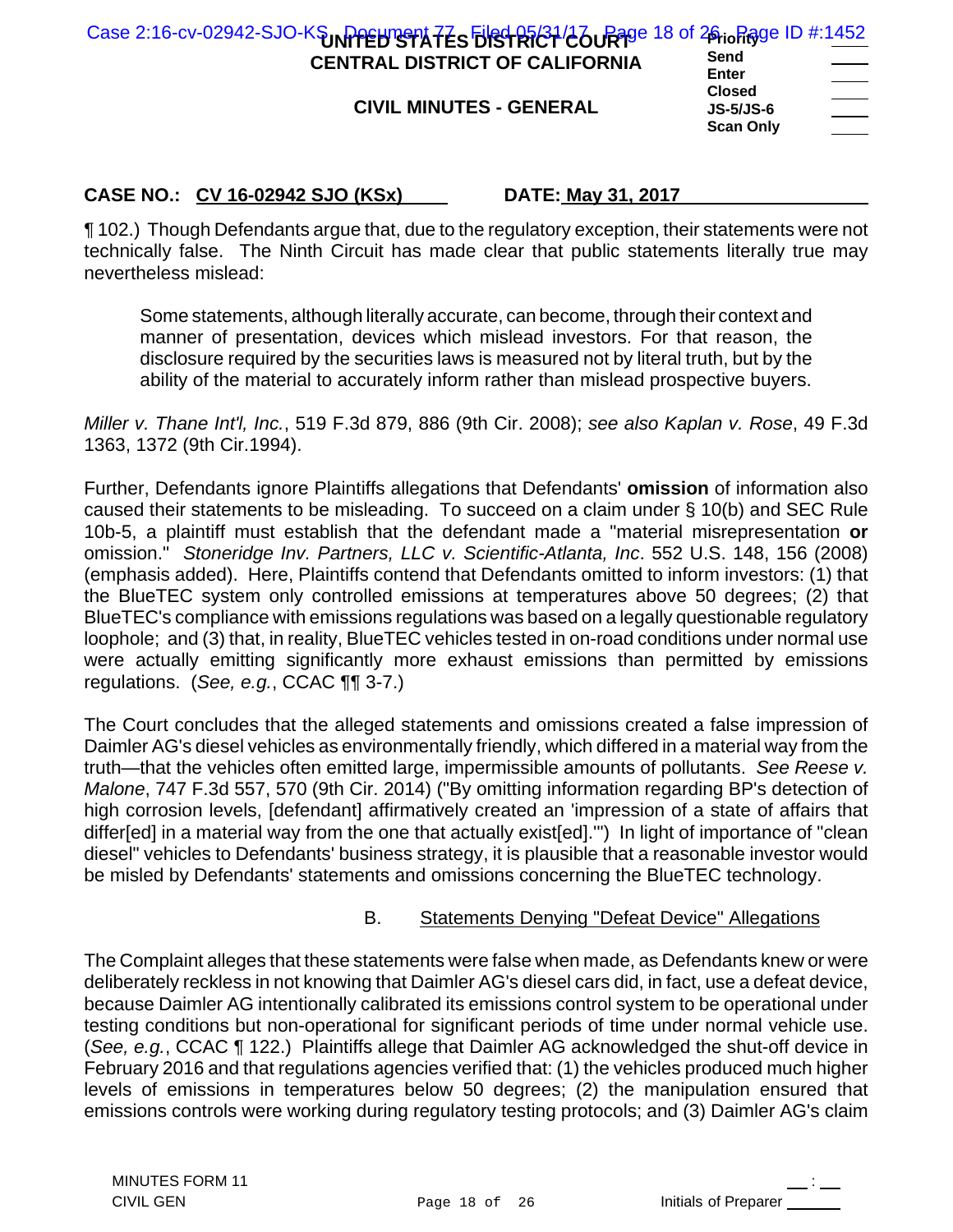¶ 102.) Though Defendants argue that, due to the regulatory exception, their statements were not technically false. The Ninth Circuit has made clear that public statements literally true may nevertheless mislead:

> Some statements, although literally accurate, can become, through their context and manner of presentation, devices which mislead investors. For that reason, the disclosure required by the securities laws is measured not by literal truth, but by the ability of the material to accurately inform rather than mislead prospective buyers.

*Miller v. Thane Int'l, Inc.*, 519 F.3d 879, 886 (9th Cir. 2008); *see also Kaplan v. Rose*, 49 F.3d 1363, 1372 (9th Cir.1994).

Further, Defendants ignore Plaintiffs allegations that Defendants' **omission** of information also caused their statements to be misleading. To succeed on a claim under § 10(b) and SEC Rule 10b-5, a plaintiff must establish that the defendant made a "material misrepresentation **or** omission." *Stoneridge Inv. Partners, LLC v. Scientific-Atlanta, Inc*. 552 U.S. 148, 156 (2008) (emphasis added). Here, Plaintiffs contend that Defendants omitted to inform investors: (1) that the BlueTEC system only controlled emissions at temperatures above 50 degrees; (2) that BlueTEC's compliance with emissions regulations was based on a legally questionable regulatory loophole; and (3) that, in reality, BlueTEC vehicles tested in on-road conditions under normal use were actually emitting significantly more exhaust emissions than permitted by emissions regulations. (*See, e.g.*, CCAC ¶¶ 3-7.)

The Court concludes that the alleged statements and omissions created a false impression of Daimler AG's diesel vehicles as environmentally friendly, which differed in a material way from the truth—that the vehicles often emitted large, impermissible amounts of pollutants. *See Reese v. Malone*, 747 F.3d 557, 570 (9th Cir. 2014) ("By omitting information regarding BP's detection of high corrosion levels, [defendant] affirmatively created an 'impression of a state of affairs that differ[ed] in a material way from the one that actually exist[ed].'") In light of importance of "clean diesel" vehicles to Defendants' business strategy, it is plausible that a reasonable investor would be misled by Defendants' statements and omissions concerning the BlueTEC technology.

### B. Statements Denying "Defeat Device" Allegations

The Complaint alleges that these statements were false when made, as Defendants knew or were deliberately reckless in not knowing that Daimler AG's diesel cars did, in fact, use a defeat device, because Daimler AG intentionally calibrated its emissions control system to be operational under testing conditions but non-operational for significant periods of time under normal vehicle use. (*See, e.g.*, CCAC ¶ 122.) Plaintiffs allege that Daimler AG acknowledged the shut-off device in February 2016 and that regulations agencies verified that: (1) the vehicles produced much higher levels of emissions in temperatures below 50 degrees; (2) the manipulation ensured that emissions controls were working during regulatory testing protocols; and (3) Daimler AG's claim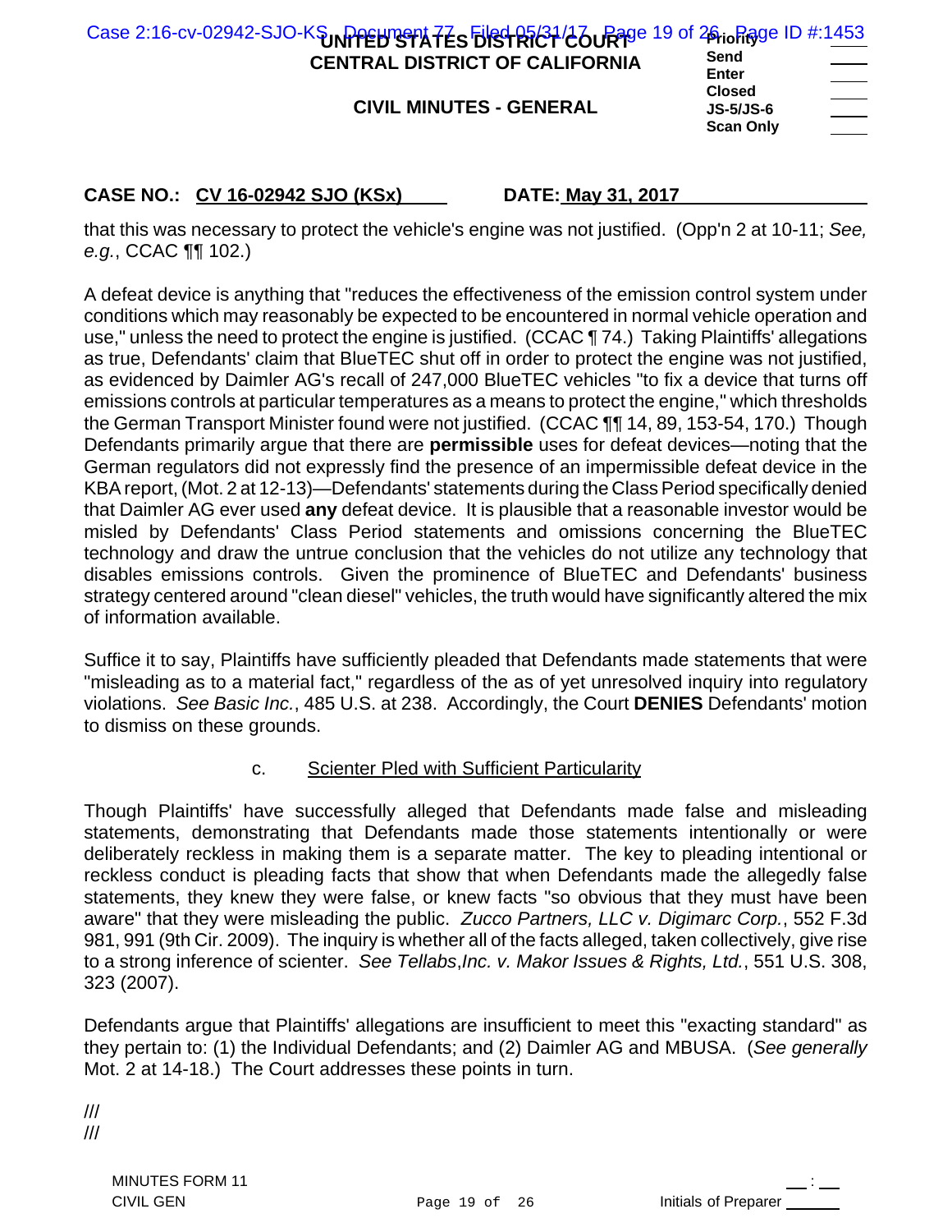that this was necessary to protect the vehicle's engine was not justified. (Opp'n 2 at 10-11; *See, e.g.*, CCAC ¶¶ 102.)

A defeat device is anything that "reduces the effectiveness of the emission control system under conditions which may reasonably be expected to be encountered in normal vehicle operation and use," unless the need to protect the engine is justified. (CCAC ¶ 74.) Taking Plaintiffs' allegations as true, Defendants' claim that BlueTEC shut off in order to protect the engine was not justified, as evidenced by Daimler AG's recall of 247,000 BlueTEC vehicles "to fix a device that turns off emissions controls at particular temperatures as a means to protect the engine," which thresholds the German Transport Minister found were not justified. (CCAC ¶¶ 14, 89, 153-54, 170.) Though Defendants primarily argue that there are **permissible** uses for defeat devices—noting that the German regulators did not expressly find the presence of an impermissible defeat device in the KBA report, (Mot. 2 at 12-13)—Defendants' statements during the Class Period specifically denied that Daimler AG ever used **any** defeat device. It is plausible that a reasonable investor would be misled by Defendants' Class Period statements and omissions concerning the BlueTEC technology and draw the untrue conclusion that the vehicles do not utilize any technology that disables emissions controls. Given the prominence of BlueTEC and Defendants' business strategy centered around "clean diesel" vehicles, the truth would have significantly altered the mix of information available.

Suffice it to say, Plaintiffs have sufficiently pleaded that Defendants made statements that were "misleading as to a material fact," regardless of the as of yet unresolved inquiry into regulatory violations. *See Basic Inc.*, 485 U.S. at 238. Accordingly, the Court **DENIES** Defendants' motion to dismiss on these grounds.

c. Scienter Pled with Sufficient Particularity

Though Plaintiffs' have successfully alleged that Defendants made false and misleading statements, demonstrating that Defendants made those statements intentionally or were deliberately reckless in making them is a separate matter. The key to pleading intentional or reckless conduct is pleading facts that show that when Defendants made the allegedly false statements, they knew they were false, or knew facts "so obvious that they must have been aware" that they were misleading the public. *Zucco Partners, LLC v. Digimarc Corp.*, 552 F.3d 981, 991 (9th Cir. 2009). The inquiry is whether all of the facts alleged, taken collectively, give rise to a strong inference of scienter. *See Tellabs,Inc. v. Makor Issues & Rights, Ltd.*, 551 U.S. 308, 323 (2007).

Defendants argue that Plaintiffs' allegations are insufficient to meet this "exacting standard" as they pertain to: (1) the Individual Defendants; and (2) Daimler AG and MBUSA. (*See generally* Mot. 2 at 14-18.) The Court addresses these points in turn.

///
///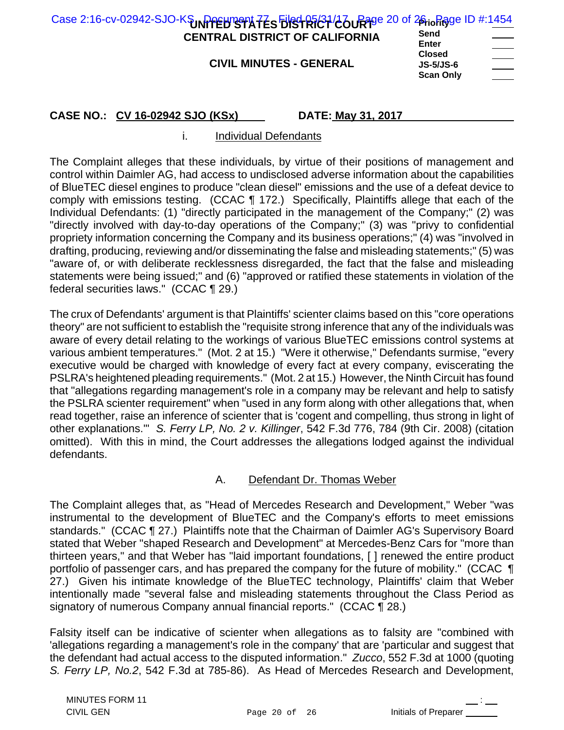i. Individual Defendants

The Complaint alleges that these individuals, by virtue of their positions of management and control within Daimler AG, had access to undisclosed adverse information about the capabilities of BlueTEC diesel engines to produce "clean diesel" emissions and the use of a defeat device to comply with emissions testing. (CCAC ¶ 172.) Specifically, Plaintiffs allege that each of the Individual Defendants: (1) "directly participated in the management of the Company;" (2) was "directly involved with day-to-day operations of the Company;" (3) was "privy to confidential propriety information concerning the Company and its business operations;" (4) was "involved in drafting, producing, reviewing and/or disseminating the false and misleading statements;" (5) was "aware of, or with deliberate recklessness disregarded, the fact that the false and misleading statements were being issued;" and (6) "approved or ratified these statements in violation of the federal securities laws." (CCAC ¶ 29.)

The crux of Defendants' argument is that Plaintiffs' scienter claims based on this "core operations theory" are not sufficient to establish the "requisite strong inference that any of the individuals was aware of every detail relating to the workings of various BlueTEC emissions control systems at various ambient temperatures." (Mot. 2 at 15.) "Were it otherwise," Defendants surmise, "every executive would be charged with knowledge of every fact at every company, eviscerating the PSLRA's heightened pleading requirements." (Mot. 2 at 15.) However, the Ninth Circuit has found that "allegations regarding management's role in a company may be relevant and help to satisfy the PSLRA scienter requirement" when "used in any form along with other allegations that, when read together, raise an inference of scienter that is 'cogent and compelling, thus strong in light of other explanations.'" *S. Ferry LP, No. 2 v. Killinger*, 542 F.3d 776, 784 (9th Cir. 2008) (citation omitted). With this in mind, the Court addresses the allegations lodged against the individual defendants.

A. Defendant Dr. Thomas Weber

The Complaint alleges that, as "Head of Mercedes Research and Development," Weber "was instrumental to the development of BlueTEC and the Company's efforts to meet emissions standards." (CCAC ¶ 27.) Plaintiffs note that the Chairman of Daimler AG's Supervisory Board stated that Weber "shaped Research and Development" at Mercedes-Benz Cars for "more than thirteen years," and that Weber has "laid important foundations, [ ] renewed the entire product portfolio of passenger cars, and has prepared the company for the future of mobility." (CCAC ¶ 27.) Given his intimate knowledge of the BlueTEC technology, Plaintiffs' claim that Weber intentionally made "several false and misleading statements throughout the Class Period as signatory of numerous Company annual financial reports." (CCAC ¶ 28.)

Falsity itself can be indicative of scienter when allegations as to falsity are "combined with 'allegations regarding a management's role in the company' that are 'particular and suggest that the defendant had actual access to the disputed information." *Zucco*, 552 F.3d at 1000 (quoting *S. Ferry LP, No.2*, 542 F.3d at 785-86). As Head of Mercedes Research and Development,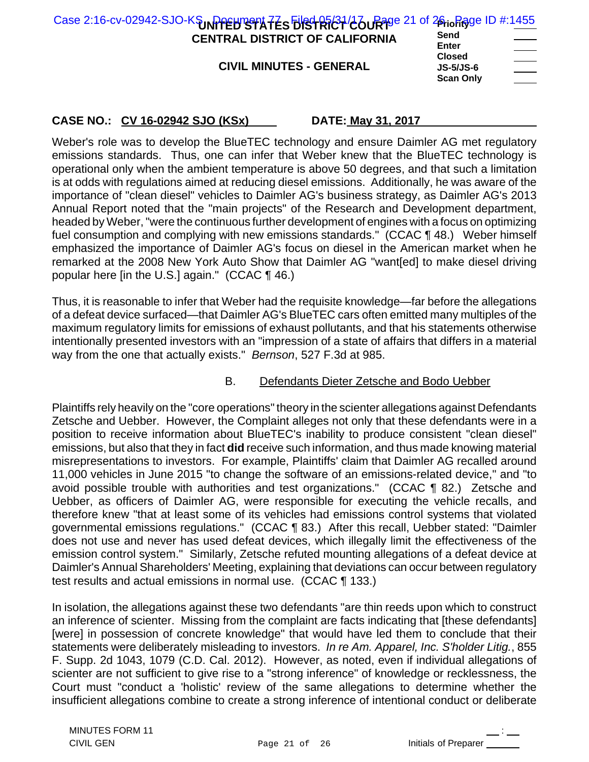Weber's role was to develop the BlueTEC technology and ensure Daimler AG met regulatory emissions standards. Thus, one can infer that Weber knew that the BlueTEC technology is operational only when the ambient temperature is above 50 degrees, and that such a limitation is at odds with regulations aimed at reducing diesel emissions. Additionally, he was aware of the importance of "clean diesel" vehicles to Daimler AG's business strategy, as Daimler AG's 2013 Annual Report noted that the "main projects" of the Research and Development department, headed by Weber, "were the continuous further development of engines with a focus on optimizing fuel consumption and complying with new emissions standards." (CCAC ¶ 48.) Weber himself emphasized the importance of Daimler AG's focus on diesel in the American market when he remarked at the 2008 New York Auto Show that Daimler AG "want[ed] to make diesel driving popular here [in the U.S.] again." (CCAC ¶ 46.)

Thus, it is reasonable to infer that Weber had the requisite knowledge—far before the allegations of a defeat device surfaced—that Daimler AG's BlueTEC cars often emitted many multiples of the maximum regulatory limits for emissions of exhaust pollutants, and that his statements otherwise intentionally presented investors with an "impression of a state of affairs that differs in a material way from the one that actually exists." *Bernson*, 527 F.3d at 985.

B. Defendants Dieter Zetsche and Bodo Uebber

Plaintiffs rely heavily on the "core operations" theory in the scienter allegations against Defendants Zetsche and Uebber. However, the Complaint alleges not only that these defendants were in a position to receive information about BlueTEC's inability to produce consistent "clean diesel" emissions, but also that they in fact **did** receive such information, and thus made knowing material misrepresentations to investors. For example, Plaintiffs' claim that Daimler AG recalled around 11,000 vehicles in June 2015 "to change the software of an emissions-related device," and "to avoid possible trouble with authorities and test organizations." (CCAC ¶ 82.) Zetsche and Uebber, as officers of Daimler AG, were responsible for executing the vehicle recalls, and therefore knew "that at least some of its vehicles had emissions control systems that violated governmental emissions regulations." (CCAC ¶ 83.) After this recall, Uebber stated: "Daimler does not use and never has used defeat devices, which illegally limit the effectiveness of the emission control system." Similarly, Zetsche refuted mounting allegations of a defeat device at Daimler's Annual Shareholders' Meeting, explaining that deviations can occur between regulatory test results and actual emissions in normal use. (CCAC ¶ 133.)

In isolation, the allegations against these two defendants "are thin reeds upon which to construct an inference of scienter. Missing from the complaint are facts indicating that [these defendants] [were] in possession of concrete knowledge" that would have led them to conclude that their statements were deliberately misleading to investors. *In re Am. Apparel, Inc. S'holder Litig.*, 855 F. Supp. 2d 1043, 1079 (C.D. Cal. 2012). However, as noted, even if individual allegations of scienter are not sufficient to give rise to a "strong inference" of knowledge or recklessness, the Court must "conduct a 'holistic' review of the same allegations to determine whether the insufficient allegations combine to create a strong inference of intentional conduct or deliberate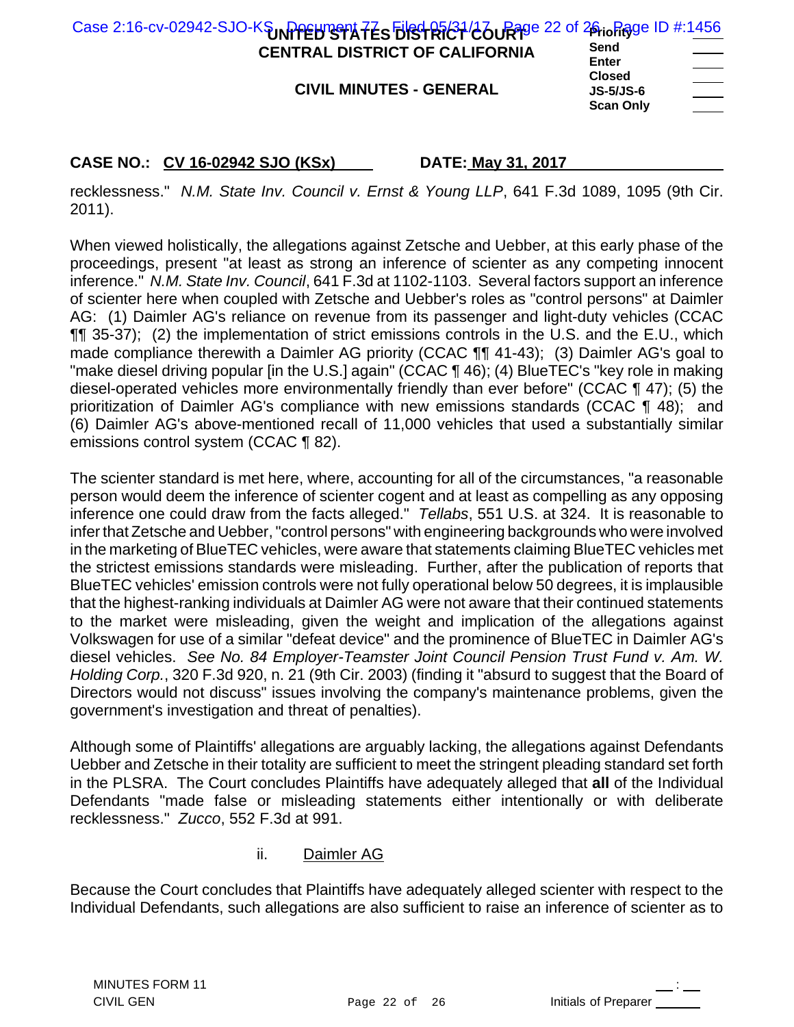recklessness." *N.M. State Inv. Council v. Ernst & Young LLP*, 641 F.3d 1089, 1095 (9th Cir. 2011).

When viewed holistically, the allegations against Zetsche and Uebber, at this early phase of the proceedings, present "at least as strong an inference of scienter as any competing innocent inference." *N.M. State Inv. Council*, 641 F.3d at 1102-1103. Several factors support an inference of scienter here when coupled with Zetsche and Uebber's roles as "control persons" at Daimler AG: (1) Daimler AG's reliance on revenue from its passenger and light-duty vehicles (CCAC ¶¶ 35-37); (2) the implementation of strict emissions controls in the U.S. and the E.U., which made compliance therewith a Daimler AG priority (CCAC ¶¶ 41-43); (3) Daimler AG's goal to "make diesel driving popular [in the U.S.] again" (CCAC ¶ 46); (4) BlueTEC's "key role in making diesel-operated vehicles more environmentally friendly than ever before" (CCAC ¶ 47); (5) the prioritization of Daimler AG's compliance with new emissions standards (CCAC ¶ 48); and (6) Daimler AG's above-mentioned recall of 11,000 vehicles that used a substantially similar emissions control system (CCAC ¶ 82).

The scienter standard is met here, where, accounting for all of the circumstances, "a reasonable person would deem the inference of scienter cogent and at least as compelling as any opposing inference one could draw from the facts alleged." *Tellabs*, 551 U.S. at 324. It is reasonable to infer that Zetsche and Uebber, "control persons" with engineering backgrounds who were involved in the marketing of BlueTEC vehicles, were aware that statements claiming BlueTEC vehicles met the strictest emissions standards were misleading. Further, after the publication of reports that BlueTEC vehicles' emission controls were not fully operational below 50 degrees, it is implausible that the highest-ranking individuals at Daimler AG were not aware that their continued statements to the market were misleading, given the weight and implication of the allegations against Volkswagen for use of a similar "defeat device" and the prominence of BlueTEC in Daimler AG's diesel vehicles. *See No. 84 Employer-Teamster Joint Council Pension Trust Fund v. Am. W. Holding Corp.*, 320 F.3d 920, n. 21 (9th Cir. 2003) (finding it "absurd to suggest that the Board of Directors would not discuss" issues involving the company's maintenance problems, given the government's investigation and threat of penalties).

Although some of Plaintiffs' allegations are arguably lacking, the allegations against Defendants Uebber and Zetsche in their totality are sufficient to meet the stringent pleading standard set forth in the PLSRA. The Court concludes Plaintiffs have adequately alleged that **all** of the Individual Defendants "made false or misleading statements either intentionally or with deliberate recklessness." *Zucco*, 552 F.3d at 991.

ii. Daimler AG

Because the Court concludes that Plaintiffs have adequately alleged scienter with respect to the Individual Defendants, such allegations are also sufficient to raise an inference of scienter as to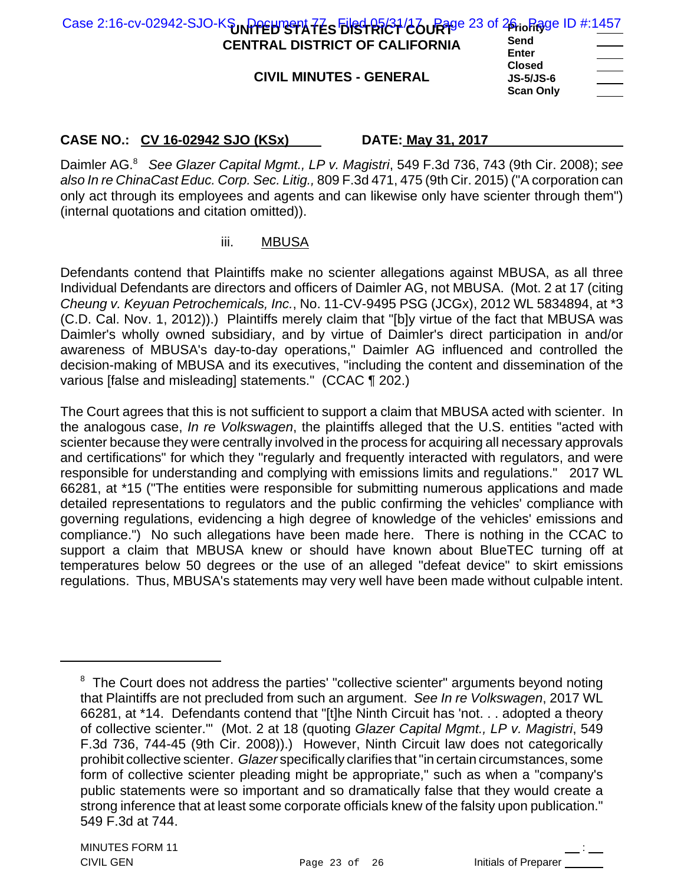**CASE NO.: CV 16-02942 SJO (KSx)** **DATE: May 31, 2017**

Daimler AG.[8] *See Glazer Capital Mgmt., LP v. Magistri*, 549 F.3d 736, 743 (9th Cir. 2008); *see also In re ChinaCast Educ. Corp. Sec. Litig.,* 809 F.3d 471, 475 (9th Cir. 2015) ("A corporation can only act through its employees and agents and can likewise only have scienter through them") (internal quotations and citation omitted)).

iii. MBUSA

Defendants contend that Plaintiffs make no scienter allegations against MBUSA, as all three Individual Defendants are directors and officers of Daimler AG, not MBUSA. (Mot. 2 at 17 (citing *Cheung v. Keyuan Petrochemicals, Inc.*, No. 11-CV-9495 PSG (JCGx), 2012 WL 5834894, at *3 (C.D. Cal. Nov. 1, 2012)).) Plaintiffs merely claim that "[b]y virtue of the fact that MBUSA was Daimler's wholly owned subsidiary, and by virtue of Daimler's direct participation in and/or awareness of MBUSA's day-to-day operations," Daimler AG influenced and controlled the decision-making of MBUSA and its executives, "including the content and dissemination of the various [false and misleading] statements." (CCAC ¶ 202.)

The Court agrees that this is not sufficient to support a claim that MBUSA acted with scienter. In the analogous case, *In re Volkswagen*, the plaintiffs alleged that the U.S. entities "acted with scienter because they were centrally involved in the process for acquiring all necessary approvals and certifications" for which they "regularly and frequently interacted with regulators, and were responsible for understanding and complying with emissions limits and regulations." 2017 WL 66281, at *15 ("The entities were responsible for submitting numerous applications and made detailed representations to regulators and the public confirming the vehicles' compliance with governing regulations, evidencing a high degree of knowledge of the vehicles' emissions and compliance.") No such allegations have been made here. There is nothing in the CCAC to support a claim that MBUSA knew or should have known about BlueTEC turning off at temperatures below 50 degrees or the use of an alleged "defeat device" to skirt emissions regulations. Thus, MBUSA's statements may very well have been made without culpable intent.

---

[8] The Court does not address the parties' "collective scienter" arguments beyond noting that Plaintiffs are not precluded from such an argument. *See In re Volkswagen*, 2017 WL 66281, at *14. Defendants contend that "[t]he Ninth Circuit has 'not. . . adopted a theory of collective scienter.'" (Mot. 2 at 18 (quoting *Glazer Capital Mgmt., LP v. Magistri*, 549 F.3d 736, 744-45 (9th Cir. 2008)).) However, Ninth Circuit law does not categorically prohibit collective scienter. *Glazer* specifically clarifies that "in certain circumstances, some form of collective scienter pleading might be appropriate," such as when a "company's public statements were so important and so dramatically false that they would create a strong inference that at least some corporate officials knew of the falsity upon publication." 549 F.3d at 744.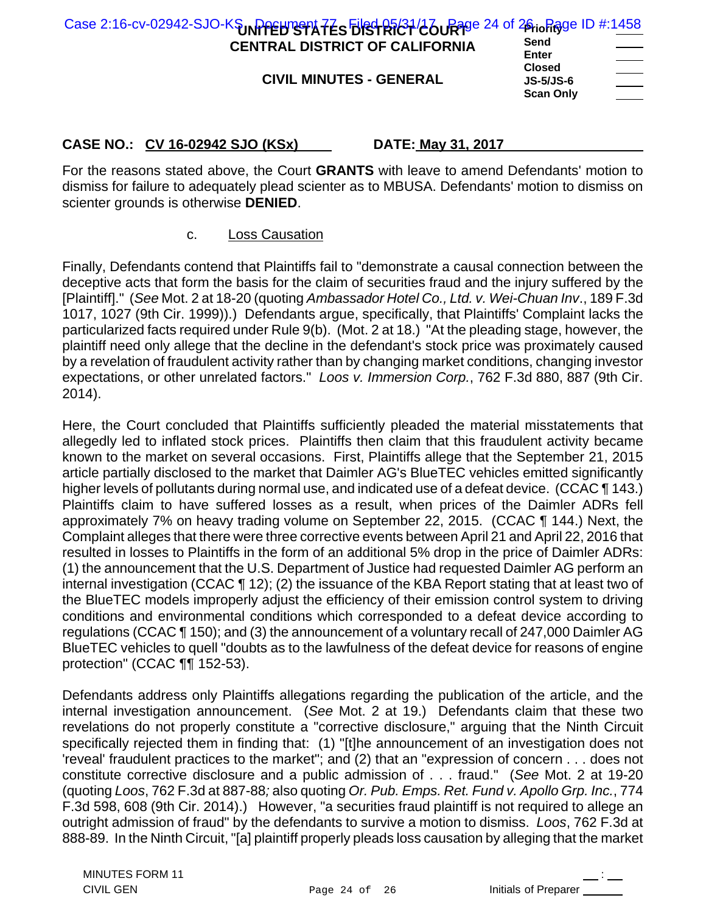For the reasons stated above, the Court **GRANTS** with leave to amend Defendants' motion to dismiss for failure to adequately plead scienter as to MBUSA. Defendants' motion to dismiss on scienter grounds is otherwise **DENIED**.

c. Loss Causation

Finally, Defendants contend that Plaintiffs fail to "demonstrate a causal connection between the deceptive acts that form the basis for the claim of securities fraud and the injury suffered by the [Plaintiff]." (*See* Mot. 2 at 18-20 (quoting *Ambassador Hotel Co., Ltd. v. Wei-Chuan Inv*., 189 F.3d 1017, 1027 (9th Cir. 1999)).) Defendants argue, specifically, that Plaintiffs' Complaint lacks the particularized facts required under Rule 9(b). (Mot. 2 at 18.) "At the pleading stage, however, the plaintiff need only allege that the decline in the defendant's stock price was proximately caused by a revelation of fraudulent activity rather than by changing market conditions, changing investor expectations, or other unrelated factors." *Loos v. Immersion Corp.*, 762 F.3d 880, 887 (9th Cir. 2014).

Here, the Court concluded that Plaintiffs sufficiently pleaded the material misstatements that allegedly led to inflated stock prices. Plaintiffs then claim that this fraudulent activity became known to the market on several occasions. First, Plaintiffs allege that the September 21, 2015 article partially disclosed to the market that Daimler AG's BlueTEC vehicles emitted significantly higher levels of pollutants during normal use, and indicated use of a defeat device. (CCAC ¶ 143.) Plaintiffs claim to have suffered losses as a result, when prices of the Daimler ADRs fell approximately 7% on heavy trading volume on September 22, 2015. (CCAC ¶ 144.) Next, the Complaint alleges that there were three corrective events between April 21 and April 22, 2016 that resulted in losses to Plaintiffs in the form of an additional 5% drop in the price of Daimler ADRs: (1) the announcement that the U.S. Department of Justice had requested Daimler AG perform an internal investigation (CCAC ¶ 12); (2) the issuance of the KBA Report stating that at least two of the BlueTEC models improperly adjust the efficiency of their emission control system to driving conditions and environmental conditions which corresponded to a defeat device according to regulations (CCAC ¶ 150); and (3) the announcement of a voluntary recall of 247,000 Daimler AG BlueTEC vehicles to quell "doubts as to the lawfulness of the defeat device for reasons of engine protection" (CCAC ¶¶ 152-53).

Defendants address only Plaintiffs allegations regarding the publication of the article, and the internal investigation announcement. (*See* Mot. 2 at 19.) Defendants claim that these two revelations do not properly constitute a "corrective disclosure," arguing that the Ninth Circuit specifically rejected them in finding that: (1) "[t]he announcement of an investigation does not 'reveal' fraudulent practices to the market"; and (2) that an "expression of concern . . . does not constitute corrective disclosure and a public admission of . . . fraud." (*See* Mot. 2 at 19-20 (quoting *Loos*, 762 F.3d at 887-88*;* also quoting *Or. Pub. Emps. Ret. Fund v. Apollo Grp. Inc.*, 774 F.3d 598, 608 (9th Cir. 2014).) However, "a securities fraud plaintiff is not required to allege an outright admission of fraud" by the defendants to survive a motion to dismiss. *Loos*, 762 F.3d at 888-89. In the Ninth Circuit, "[a] plaintiff properly pleads loss causation by alleging that the market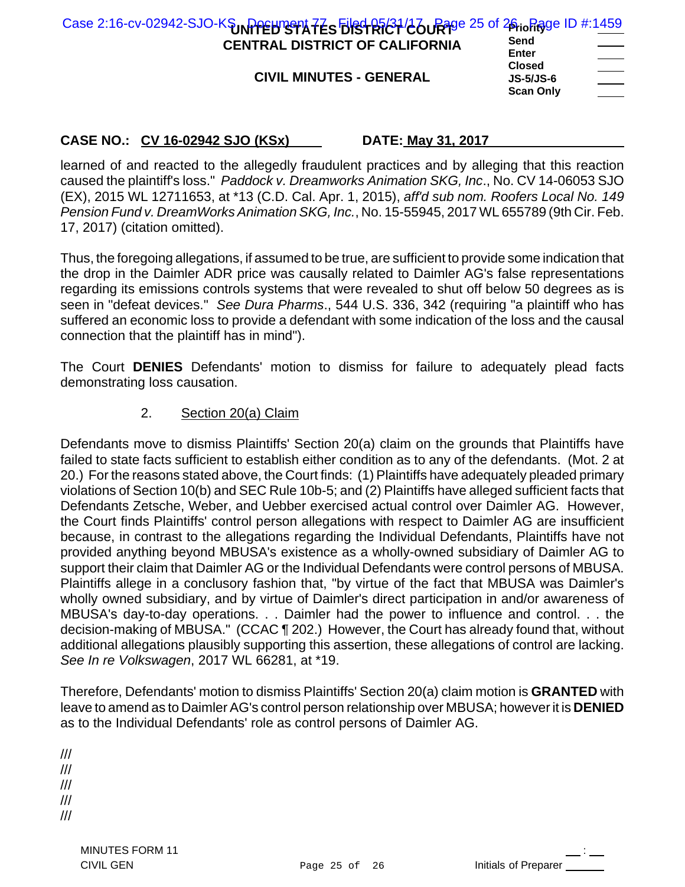learned of and reacted to the allegedly fraudulent practices and by alleging that this reaction caused the plaintiff's loss." *Paddock v. Dreamworks Animation SKG, Inc*., No. CV 14-06053 SJO (EX), 2015 WL 12711653, at *13 (C.D. Cal. Apr. 1, 2015), *aff'd sub nom. Roofers Local No. 149 Pension Fund v. DreamWorks Animation SKG, Inc.*, No. 15-55945, 2017 WL 655789 (9th Cir. Feb. 17, 2017) (citation omitted).

Thus, the foregoing allegations, if assumed to be true, are sufficient to provide some indication that the drop in the Daimler ADR price was causally related to Daimler AG's false representations regarding its emissions controls systems that were revealed to shut off below 50 degrees as is seen in "defeat devices." *See Dura Pharms*., 544 U.S. 336, 342 (requiring "a plaintiff who has suffered an economic loss to provide a defendant with some indication of the loss and the causal connection that the plaintiff has in mind").

The Court **DENIES** Defendants' motion to dismiss for failure to adequately plead facts demonstrating loss causation.

2. Section 20(a) Claim

Defendants move to dismiss Plaintiffs' Section 20(a) claim on the grounds that Plaintiffs have failed to state facts sufficient to establish either condition as to any of the defendants. (Mot. 2 at 20.) For the reasons stated above, the Court finds: (1) Plaintiffs have adequately pleaded primary violations of Section 10(b) and SEC Rule 10b-5; and (2) Plaintiffs have alleged sufficient facts that Defendants Zetsche, Weber, and Uebber exercised actual control over Daimler AG. However, the Court finds Plaintiffs' control person allegations with respect to Daimler AG are insufficient because, in contrast to the allegations regarding the Individual Defendants, Plaintiffs have not provided anything beyond MBUSA's existence as a wholly-owned subsidiary of Daimler AG to support their claim that Daimler AG or the Individual Defendants were control persons of MBUSA. Plaintiffs allege in a conclusory fashion that, "by virtue of the fact that MBUSA was Daimler's wholly owned subsidiary, and by virtue of Daimler's direct participation in and/or awareness of MBUSA's day-to-day operations. . . Daimler had the power to influence and control. . . the decision-making of MBUSA." (CCAC ¶ 202.) However, the Court has already found that, without additional allegations plausibly supporting this assertion, these allegations of control are lacking. *See In re Volkswagen*, 2017 WL 66281, at *19.

Therefore, Defendants' motion to dismiss Plaintiffs' Section 20(a) claim motion is **GRANTED** with leave to amend as to Daimler AG's control person relationship over MBUSA; however it is **DENIED** as to the Individual Defendants' role as control persons of Daimler AG.

///
///
///
///
///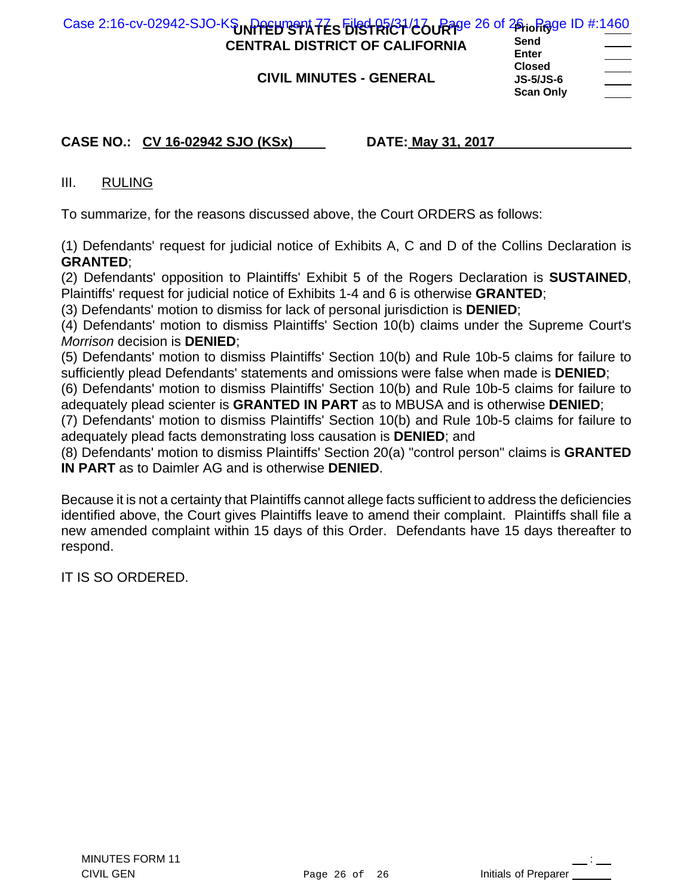UNITED STATES DISTRICT COURT
CENTRAL DISTRICT OF CALIFORNIA

CIVIL MINUTES - GENERAL

Priority ___
Send ___
Enter ___
Closed ___
JS-5/JS-6 ___
Scan Only ___

**CASE NO.: CV 16-02942 SJO (KSx)** **DATE: May 31, 2017**

III. RULING

To summarize, for the reasons discussed above, the Court ORDERS as follows:

(1) Defendants' request for judicial notice of Exhibits A, C and D of the Collins Declaration is **GRANTED**;
(2) Defendants' opposition to Plaintiffs' Exhibit 5 of the Rogers Declaration is **SUSTAINED**, Plaintiffs' request for judicial notice of Exhibits 1-4 and 6 is otherwise **GRANTED**;
(3) Defendants' motion to dismiss for lack of personal jurisdiction is **DENIED**;
(4) Defendants' motion to dismiss Plaintiffs' Section 10(b) claims under the Supreme Court's *Morrison* decision is **DENIED**;
(5) Defendants' motion to dismiss Plaintiffs' Section 10(b) and Rule 10b-5 claims for failure to sufficiently plead Defendants' statements and omissions were false when made is **DENIED**;
(6) Defendants' motion to dismiss Plaintiffs' Section 10(b) and Rule 10b-5 claims for failure to adequately plead scienter is **GRANTED IN PART** as to MBUSA and is otherwise **DENIED**;
(7) Defendants' motion to dismiss Plaintiffs' Section 10(b) and Rule 10b-5 claims for failure to adequately plead facts demonstrating loss causation is **DENIED**; and
(8) Defendants' motion to dismiss Plaintiffs' Section 20(a) "control person" claims is **GRANTED IN PART** as to Daimler AG and is otherwise **DENIED**.

Because it is not a certainty that Plaintiffs cannot allege facts sufficient to address the deficiencies identified above, the Court gives Plaintiffs leave to amend their complaint. Plaintiffs shall file a new amended complaint within 15 days of this Order. Defendants have 15 days thereafter to respond.

IT IS SO ORDERED.

MINUTES FORM 11
CIVIL GEN

___ : ___
Initials of Preparer ______